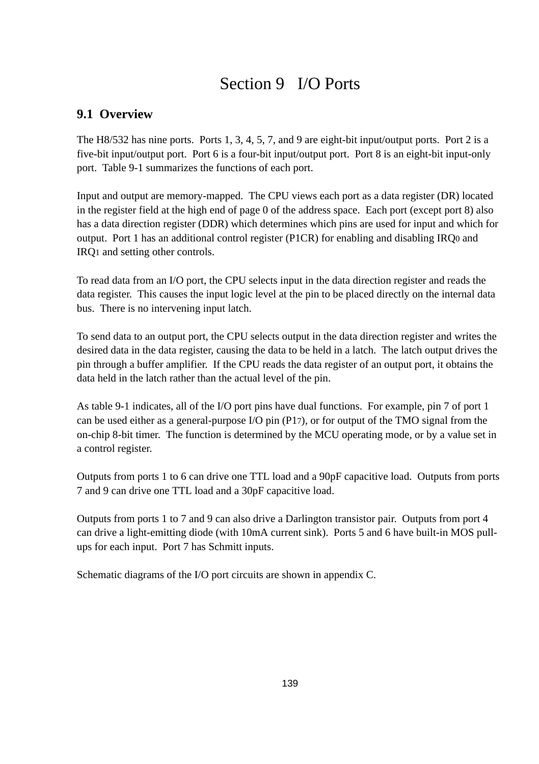# Section 9 I/O Ports

## 9.1 Overview

The H8/532 has nine ports. Ports 1, 3, 4, 5, 7, and 9 are eight-bit input/output ports. Port 2 is a five-bit input/output port. Port 6 is a four-bit input/output port. Port 8 is an eight-bit input-only port. Table 9-1 summarizes the functions of each port.

Input and output are memory-mapped. The CPU views each port as a data register (DR) located in the register field at the high end of page 0 of the address space. Each port (except port 8) also has a data direction register (DDR) which determines which pins are used for input and which for output. Port 1 has an additional control register (P1CR) for enabling and disabling $IRQ_0$ and $IRQ_1$ and setting other controls.

To read data from an I/O port, the CPU selects input in the data direction register and reads the data register. This causes the input logic level at the pin to be placed directly on the internal data bus. There is no intervening input latch.

To send data to an output port, the CPU selects output in the data direction register and writes the desired data in the data register, causing the data to be held in a latch. The latch output drives the pin through a buffer amplifier. If the CPU reads the data register of an output port, it obtains the data held in the latch rather than the actual level of the pin.

As table 9-1 indicates, all of the I/O port pins have dual functions. For example, pin 7 of port 1 can be used either as a general-purpose I/O pin ($P1_7$), or for output of the TMO signal from the on-chip 8-bit timer. The function is determined by the MCU operating mode, or by a value set in a control register.

Outputs from ports 1 to 6 can drive one TTL load and a 90pF capacitive load. Outputs from ports 7 and 9 can drive one TTL load and a 30pF capacitive load.

Outputs from ports 1 to 7 and 9 can also drive a Darlington transistor pair. Outputs from port 4 can drive a light-emitting diode (with 10mA current sink). Ports 5 and 6 have built-in MOS pull-ups for each input. Port 7 has Schmitt inputs.

Schematic diagrams of the I/O port circuits are shown in appendix C.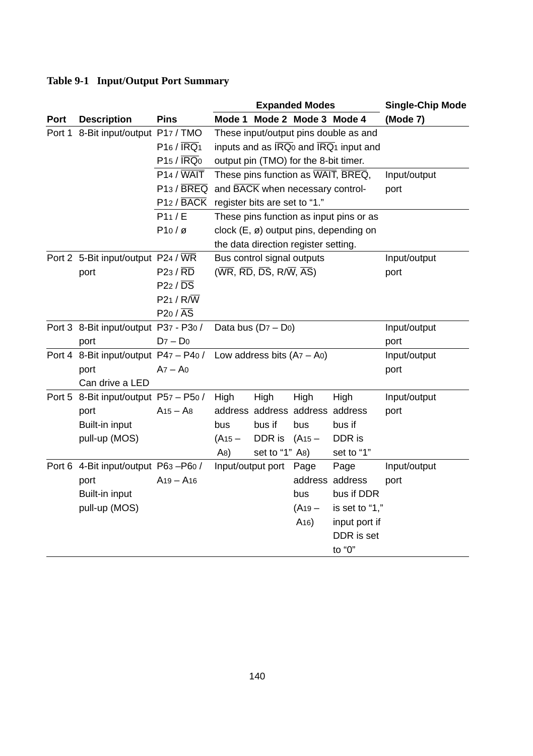**Table 9-1 Input/Output Port Summary**

| Port | Description | Pins | Expanded Modes | | | | Single-Chip Mode |
|---|---|---|---|---|---|---|---|
| | | | Mode 1 | Mode 2 | Mode 3 | Mode 4 | (Mode 7) |
| Port 1 | 8-Bit input/output | $P1_7$ / TMO<br>$P1_6$ / $\overline{IRQ_1}$<br>$P1_5$ / $\overline{IRQ_0}$ | These input/output pins double as and inputs and as $\overline{IRQ_0}$ and $\overline{IRQ_1}$ input and output pin (TMO) for the 8-bit timer. | | | | Input/output port |
| | | $P1_4$ / $\overline{WAIT}$<br>$P1_3$ / $\overline{BREQ}$<br>$P1_2$ / $\overline{BACK}$ | These pins function as $\overline{WAIT}$, $\overline{BREQ}$, and $\overline{BACK}$ when necessary control-register bits are set to "1." | | | | |
| | | $P1_1$ / E<br>$P1_0$ / ø | These pins function as input pins or as clock (E, ø) output pins, depending on the data direction register setting. | | | | |
| Port 2 | 5-Bit input/output port | $P2_4$ / $\overline{WR}$<br>$P2_3$ / $\overline{RD}$<br>$P2_2$ / $\overline{DS}$<br>$P2_1$ / R/$\overline{W}$<br>$P2_0$ / $\overline{AS}$ | Bus control signal outputs ($\overline{WR}$, $\overline{RD}$, $\overline{DS}$, R/$\overline{W}$, $\overline{AS}$) | | | | Input/output port |
| Port 3 | 8-Bit input/output port | $P3_7$ - $P3_0$ / $D_7 – D_0$ | Data bus ($D_7 – D_0$) | | | | Input/output port |
| Port 4 | 8-Bit input/output port<br>Can drive a LED | $P4_7 – P4_0$ / $A_7 – A_0$ | Low address bits ($A_7 – A_0$) | | | | Input/output port |
| Port 5 | 8-Bit input/output port<br>Built-in input pull-up (MOS) | $P5_7 – P5_0$ / $A_{15} – A_8$ | High address bus ($A_{15} – A_8$) | High address bus if DDR is set to "1" | High address bus ($A_{15} – A_8$) | High address bus if DDR is set to "1" | Input/output port |
| Port 6 | 4-Bit input/output port<br>Built-in input pull-up (MOS) | $P6_3 – P6_0$ / $A_{19} – A_{16}$ | Input/output port | | Page address bus ($A_{19} – A_{16}$) | Page address bus if DDR is set to "1," input port if DDR is set to "0" | Input/output port |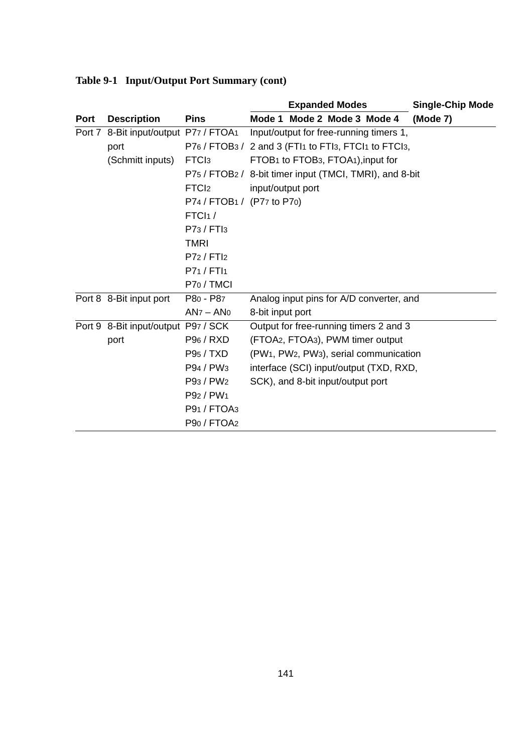**Table 9-1 Input/Output Port Summary (cont)**

| Port | Description | Pins | Expanded Modes Mode 1 Mode 2 Mode 3 Mode 4 | Single-Chip Mode (Mode 7) |
|---|---|---|---|---|
| Port 7 | 8-Bit input/output port (Schmitt inputs) | $P7_7$ / $FTOA_1$<br>$P7_6$ / $FTOB_3$ / $FTCI_3$<br>$P7_5$ / $FTOB_2$ / $FTCI_2$<br>$P7_4$ / $FTOB_1$ / $FTCI_1$ /<br>$P7_3$ / $FTI_3$<br>TMRI<br>$P7_2$ / $FTI_2$<br>$P7_1$ / $FTI_1$<br>$P7_0$ / TMCI | Input/output for free-running timers 1, 2 and 3 ($FTI_1$ to $FTI_3$, $FTCI_1$ to $FTCI_3$, $FTOB_1$ to $FTOB_3$, $FTOA_1$),input for 8-bit timer input (TMCI, TMRI), and 8-bit input/output port ($P7_7$ to $P7_0$) | |
| Port 8 | 8-Bit input port | $P8_0$ - $P8_7$<br>$AN_7$ – $AN_0$ | Analog input pins for A/D converter, and 8-bit input port | |
| Port 9 | 8-Bit input/output port | $P9_7$ / SCK<br>$P9_6$ / RXD<br>$P9_5$ / TXD<br>$P9_4$ / $PW_3$<br>$P9_3$ / $PW_2$<br>$P9_2$ / $PW_1$<br>$P9_1$ / $FTOA_3$<br>$P9_0$ / $FTOA_2$ | Output for free-running timers 2 and 3 ($FTOA_2$, $FTOA_3$), PWM timer output ($PW_1$, $PW_2$, $PW_3$), serial communication interface (SCI) input/output (TXD, RXD, SCK), and 8-bit input/output port | |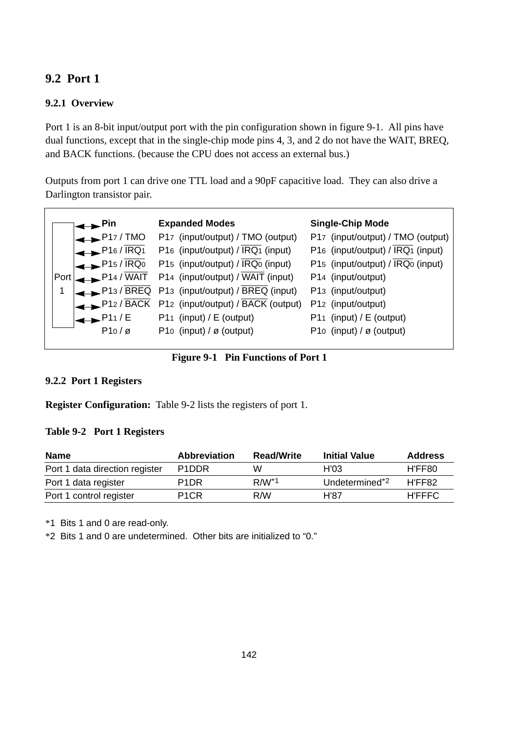## 9.2 Port 1

### 9.2.1 Overview

Port 1 is an 8-bit input/output port with the pin configuration shown in figure 9-1. All pins have dual functions, except that in the single-chip mode pins 4, 3, and 2 do not have the WAIT, BREQ, and BACK functions. (because the CPU does not access an external bus.)

Outputs from port 1 can drive one TTL load and a 90pF capacitive load. They can also drive a Darlington transistor pair.

| Pin | Expanded Modes | Single-Chip Mode |
|---|---|---|
| $P1_7$ / TMO | $P1_7$ (input/output) / TMO (output) | $P1_7$ (input/output) / TMO (output) |
| $P1_6$ / $\overline{IRQ_1}$ | $P1_6$ (input/output) / $\overline{IRQ_1}$ (input) | $P1_6$ (input/output) / $\overline{IRQ_1}$ (input) |
| $P1_5$ / $\overline{IRQ_0}$ | $P1_5$ (input/output) / $\overline{IRQ_0}$ (input) | $P1_5$ (input/output) / $\overline{IRQ_0}$ (input) |
| $P1_4$ / $\overline{WAIT}$ | $P1_4$ (input/output) / $\overline{WAIT}$ (input) | $P1_4$ (input/output) |
| $P1_3$ / $\overline{BREQ}$ | $P1_3$ (input/output) / $\overline{BREQ}$ (input) | $P1_3$ (input/output) |
| $P1_2$ / $\overline{BACK}$ | $P1_2$ (input/output) / $\overline{BACK}$ (output) | $P1_2$ (input/output) |
| $P1_1$ / E | $P1_1$ (input) / E (output) | $P1_1$ (input) / E (output) |
| $P1_0$ / ø | $P1_0$ (input) / ø (output) | $P1_0$ (input) / ø (output) |

**Figure 9-1 Pin Functions of Port 1**

### 9.2.2 Port 1 Registers

**Register Configuration:** Table 9-2 lists the registers of port 1.

**Table 9-2 Port 1 Registers**

| Name | Abbreviation | Read/Write | Initial Value | Address |
|---|---|---|---|---|
| Port 1 data direction register | P1DDR | W | H'03 | H'FF80 |
| Port 1 data register | P1DR | R/W*1 | Undetermined*2 | H'FF82 |
| Port 1 control register | P1CR | R/W | H'87 | H'FFFC |

*1 Bits 1 and 0 are read-only.

*2 Bits 1 and 0 are undetermined. Other bits are initialized to "0."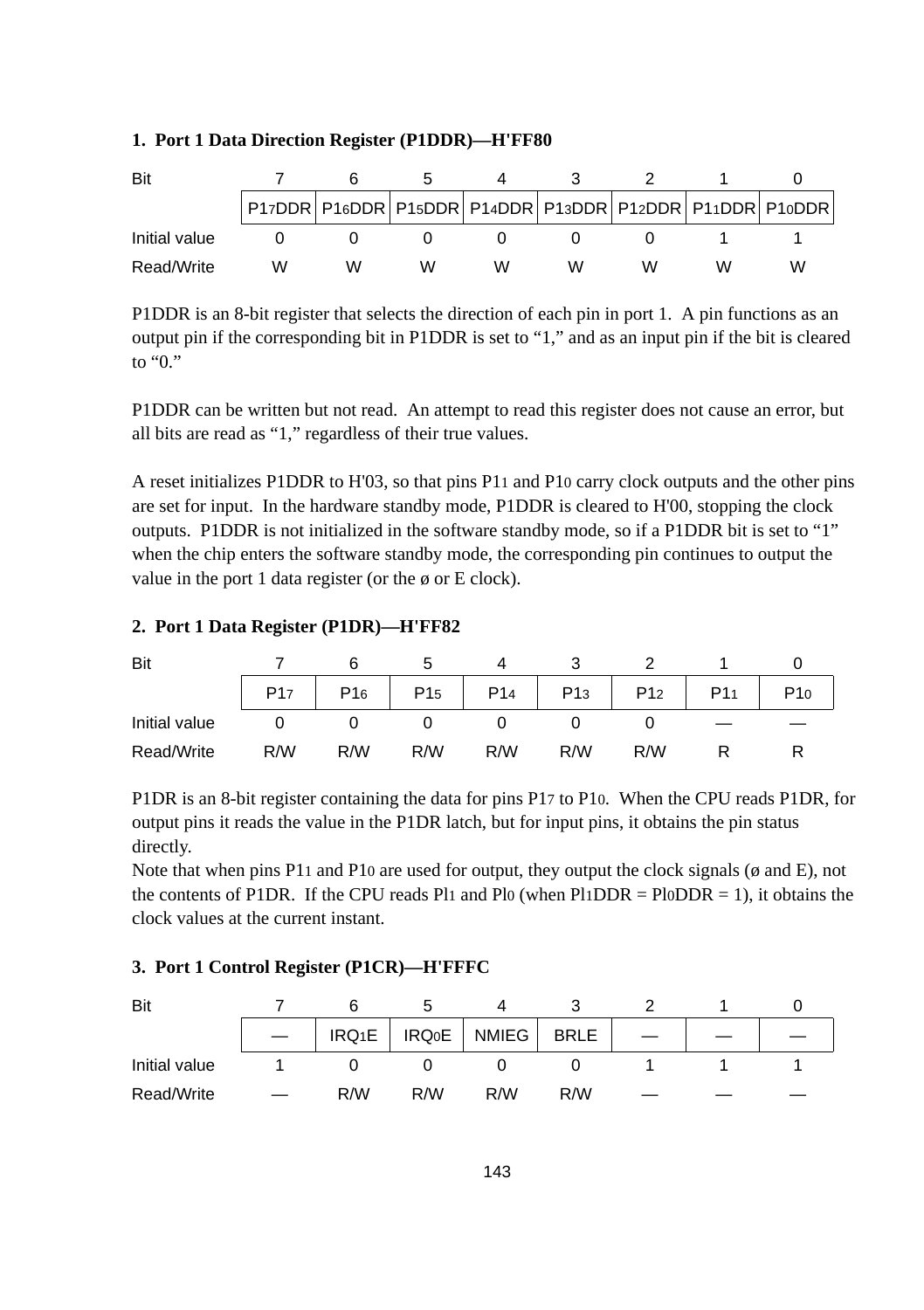### 1. Port 1 Data Direction Register (P1DDR)—H'FF80

| Bit | 7 | 6 | 5 | 4 | 3 | 2 | 1 | 0 |
|---|---|---|---|---|---|---|---|---|
| | $P1_7DDR$ | $P1_6DDR$ | $P1_5DDR$ | $P1_4DDR$ | $P1_3DDR$ | $P1_2DDR$ | $P1_1DDR$ | $P1_0DDR$ |
| Initial value | 0 | 0 | 0 | 0 | 0 | 0 | 1 | 1 |
| Read/Write | W | W | W | W | W | W | W | W |

P1DDR is an 8-bit register that selects the direction of each pin in port 1. A pin functions as an output pin if the corresponding bit in P1DDR is set to "1," and as an input pin if the bit is cleared to "0."

P1DDR can be written but not read. An attempt to read this register does not cause an error, but all bits are read as "1," regardless of their true values.

A reset initializes P1DDR to H'03, so that pins $P1_1$ and $P1_0$ carry clock outputs and the other pins are set for input. In the hardware standby mode, P1DDR is cleared to H'00, stopping the clock outputs. P1DDR is not initialized in the software standby mode, so if a P1DDR bit is set to "1" when the chip enters the software standby mode, the corresponding pin continues to output the value in the port 1 data register (or the ø or E clock).

### 2. Port 1 Data Register (P1DR)—H'FF82

| Bit | 7 | 6 | 5 | 4 | 3 | 2 | 1 | 0 |
|---|---|---|---|---|---|---|---|---|
| | $P1_7$ | $P1_6$ | $P1_5$ | $P1_4$ | $P1_3$ | $P1_2$ | $P1_1$ | $P1_0$ |
| Initial value | 0 | 0 | 0 | 0 | 0 | 0 | — | — |
| Read/Write | R/W | R/W | R/W | R/W | R/W | R/W | R | R |

P1DR is an 8-bit register containing the data for pins $P1_7$ to $P1_0$. When the CPU reads P1DR, for output pins it reads the value in the P1DR latch, but for input pins, it obtains the pin status directly.
Note that when pins $P1_1$ and $P1_0$ are used for output, they output the clock signals (ø and E), not the contents of P1DR. If the CPU reads $Pl_1$ and $Pl_0$ (when $Pl_1DDR$ = $Pl_0DDR$ = 1), it obtains the clock values at the current instant.

### 3. Port 1 Control Register (P1CR)—H'FFFC

| Bit | 7 | 6 | 5 | 4 | 3 | 2 | 1 | 0 |
|---|---|---|---|---|---|---|---|---|
| | — | $IRQ_1E$ | $IRQ_0E$ | NMIEG | BRLE | — | — | — |
| Initial value | 1 | 0 | 0 | 0 | 0 | 1 | 1 | 1 |
| Read/Write | — | R/W | R/W | R/W | R/W | — | — | — |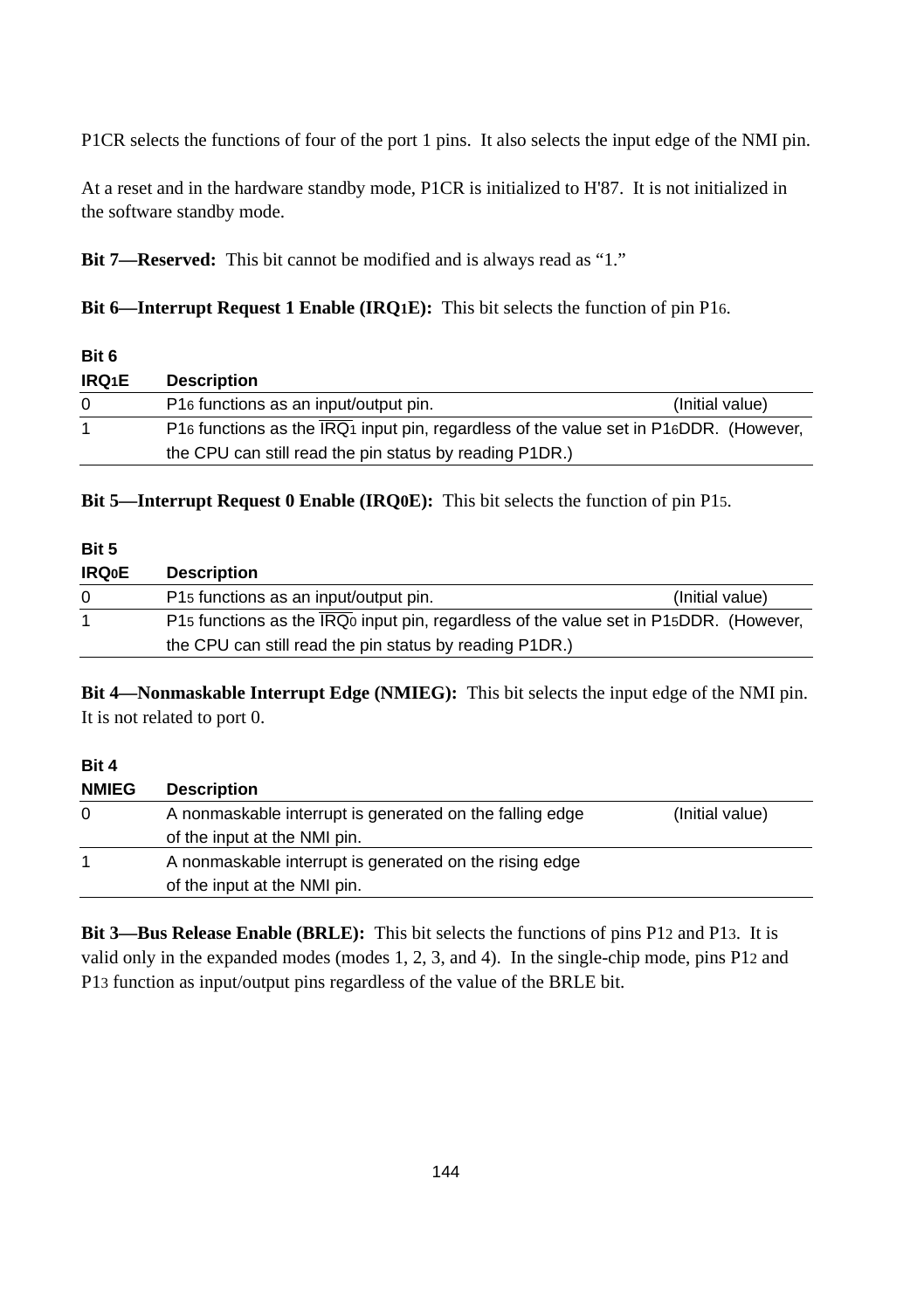P1CR selects the functions of four of the port 1 pins. It also selects the input edge of the NMI pin.

At a reset and in the hardware standby mode, P1CR is initialized to H'87. It is not initialized in the software standby mode.

**Bit 7—Reserved:** This bit cannot be modified and is always read as “1.”

**Bit 6—Interrupt Request 1 Enable (IRQ1E):** This bit selects the function of pin $P1_6$.

| Bit 6<br>IRQ1E | Description | |
|---|---|---|
| 0 | $P1_6$ functions as an input/output pin. | (Initial value) |
| 1 | $P1_6$ functions as the $\overline{IRQ_1}$ input pin, regardless of the value set in $P1_6$DDR. (However, the CPU can still read the pin status by reading P1DR.) | |

**Bit 5—Interrupt Request 0 Enable (IRQ0E):** This bit selects the function of pin $P1_5$.

| Bit 5<br>IRQ0E | Description | |
|---|---|---|
| 0 | $P1_5$ functions as an input/output pin. | (Initial value) |
| 1 | $P1_5$ functions as the $\overline{IRQ_0}$ input pin, regardless of the value set in $P1_5$DDR. (However, the CPU can still read the pin status by reading P1DR.) | |

**Bit 4—Nonmaskable Interrupt Edge (NMIEG):** This bit selects the input edge of the NMI pin. It is not related to port 0.

| Bit 4<br>NMIEG | Description | |
|---|---|---|
| 0 | A nonmaskable interrupt is generated on the falling edge of the input at the NMI pin. | (Initial value) |
| 1 | A nonmaskable interrupt is generated on the rising edge of the input at the NMI pin. | |

**Bit 3—Bus Release Enable (BRLE):** This bit selects the functions of pins $P1_2$ and $P1_3$. It is valid only in the expanded modes (modes 1, 2, 3, and 4). In the single-chip mode, pins $P1_2$ and $P1_3$ function as input/output pins regardless of the value of the BRLE bit.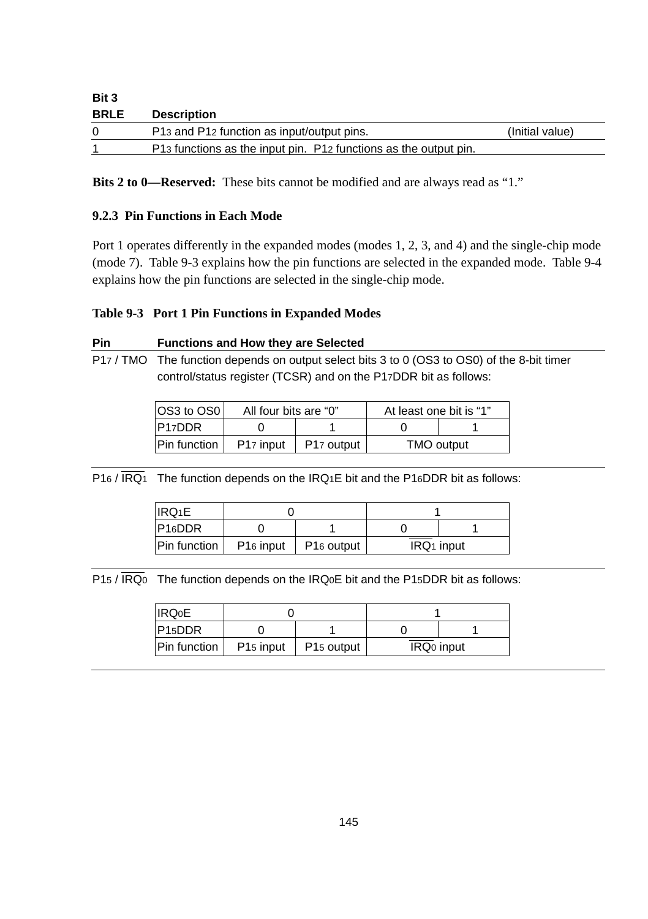**Bit 3**

| BRLE | Description | |
|---|---|---|
| 0 | $P1_3$ and $P1_2$ function as input/output pins. | (Initial value) |
| 1 | $P1_3$ functions as the input pin. $P1_2$ functions as the output pin. | |

**Bits 2 to 0—Reserved:** These bits cannot be modified and are always read as “1.”

### 9.2.3 Pin Functions in Each Mode

Port 1 operates differently in the expanded modes (modes 1, 2, 3, and 4) and the single-chip mode (mode 7). Table 9-3 explains how the pin functions are selected in the expanded mode. Table 9-4 explains how the pin functions are selected in the single-chip mode.

**Table 9-3 Port 1 Pin Functions in Expanded Modes**

**Pin** — **Functions and How they are Selected**

**$P1_7$ / TMO** — The function depends on output select bits 3 to 0 (OS3 to OS0) of the 8-bit timer control/status register (TCSR) and on the $P1_7$DDR bit as follows:

| OS3 to OS0 | All four bits are “0” | | At least one bit is “1” | |
|---|---|---|---|---|
| $P1_7$DDR | 0 | 1 | 0 | 1 |
| Pin function | $P1_7$ input | $P1_7$ output | TMO output | |

**$P1_6$ / $\overline{IRQ_1}$** — The function depends on the $IRQ_1E$ bit and the $P1_6$DDR bit as follows:

| $IRQ_1E$ | 0 | | 1 | |
|---|---|---|---|---|
| $P1_6$DDR | 0 | 1 | 0 | 1 |
| Pin function | $P1_6$ input | $P1_6$ output | $\overline{IRQ_1}$ input | |

**$P1_5$ / $\overline{IRQ_0}$** — The function depends on the $IRQ_0E$ bit and the $P1_5$DDR bit as follows:

| $IRQ_0E$ | 0 | | 1 | |
|---|---|---|---|---|
| $P1_5$DDR | 0 | 1 | 0 | 1 |
| Pin function | $P1_5$ input | $P1_5$ output | $\overline{IRQ_0}$ input | |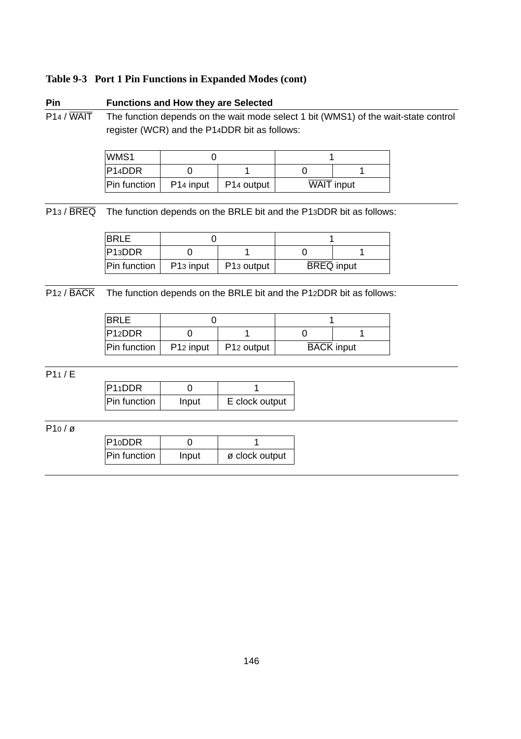**Table 9-3 Port 1 Pin Functions in Expanded Modes (cont)**

**Pin** | **Functions and How they are Selected**

$P1_4$ / $\overline{WAIT}$ — The function depends on the wait mode select 1 bit (WMS1) of the wait-state control register (WCR) and the $P1_4$DDR bit as follows:

| WMS1 | 0 | | 1 | |
|---|---|---|---|---|
| $P1_4$DDR | 0 | 1 | 0 | 1 |
| Pin function | $P1_4$ input | $P1_4$ output | $\overline{WAIT}$ input | |

$P1_3$ / $\overline{BREQ}$ — The function depends on the BRLE bit and the $P1_3$DDR bit as follows:

| BRLE | 0 | | 1 | |
|---|---|---|---|---|
| $P1_3$DDR | 0 | 1 | 0 | 1 |
| Pin function | $P1_3$ input | $P1_3$ output | $\overline{BREQ}$ input | |

$P1_2$ / $\overline{BACK}$ — The function depends on the BRLE bit and the $P1_2$DDR bit as follows:

| BRLE | 0 | | 1 | |
|---|---|---|---|---|
| $P1_2$DDR | 0 | 1 | 0 | 1 |
| Pin function | $P1_2$ input | $P1_2$ output | $\overline{BACK}$ input | |

$P1_1$ / E

| $P1_1$DDR | 0 | 1 |
|---|---|---|
| Pin function | Input | E clock output |

$P1_0$ / ø

| $P1_0$DDR | 0 | 1 |
|---|---|---|
| Pin function | Input | ø clock output |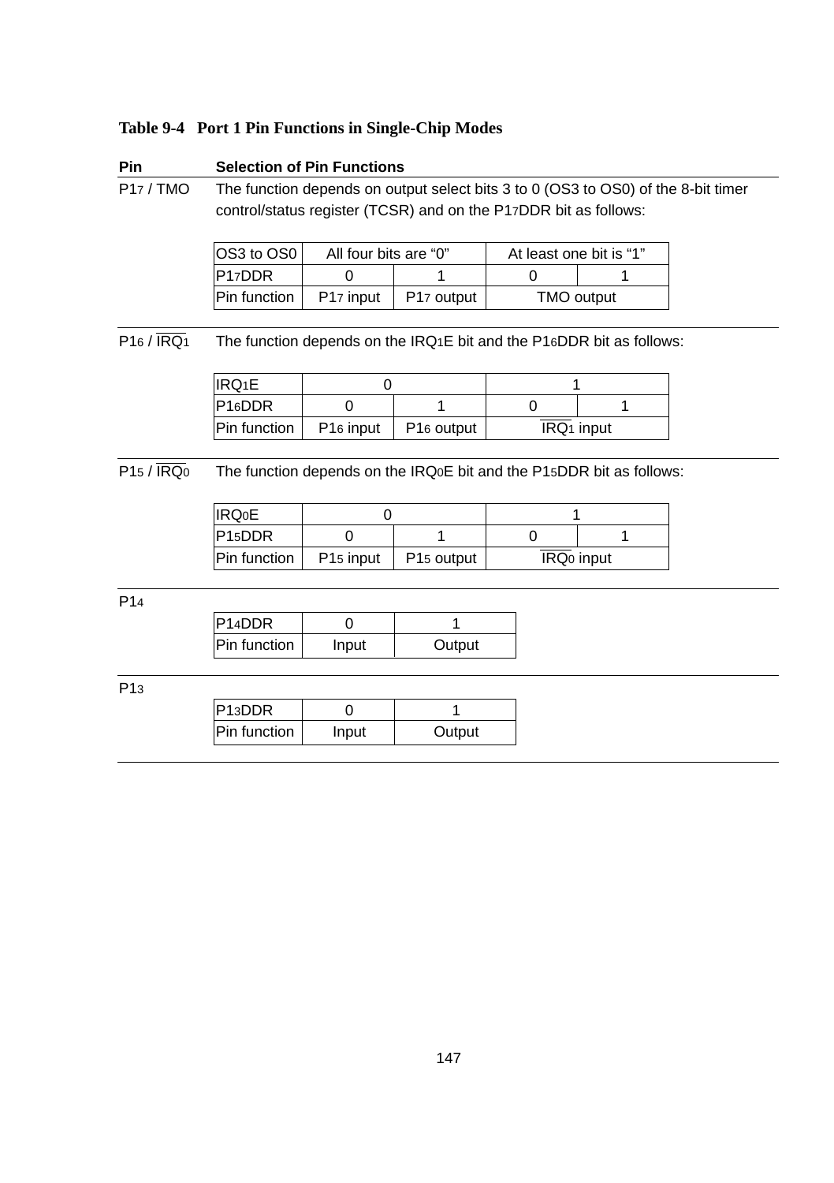**Table 9-4 Port 1 Pin Functions in Single-Chip Modes**

**Pin** | **Selection of Pin Functions**

---

$P1_7$ / TMO

The function depends on output select bits 3 to 0 (OS3 to OS0) of the 8-bit timer control/status register (TCSR) and on the $P1_7$DDR bit as follows:

| OS3 to OS0 | All four bits are “0” | | At least one bit is “1” | |
|---|---|---|---|---|
| $P1_7$DDR | 0 | 1 | 0 | 1 |
| Pin function | $P1_7$ input | $P1_7$ output | TMO output | |

---

$P1_6$ / $\overline{IRQ_1}$

The function depends on the $IRQ_1$E bit and the $P1_6$DDR bit as follows:

| $IRQ_1$E | 0 | | 1 | |
|---|---|---|---|---|
| $P1_6$DDR | 0 | 1 | 0 | 1 |
| Pin function | $P1_6$ input | $P1_6$ output | $\overline{IRQ_1}$ input | |

---

$P1_5$ / $\overline{IRQ_0}$

The function depends on the $IRQ_0$E bit and the $P1_5$DDR bit as follows:

| $IRQ_0$E | 0 | | 1 | |
|---|---|---|---|---|
| $P1_5$DDR | 0 | 1 | 0 | 1 |
| Pin function | $P1_5$ input | $P1_5$ output | $\overline{IRQ_0}$ input | |

---

$P1_4$

| $P1_4$DDR | 0 | 1 |
|---|---|---|
| Pin function | Input | Output |

---

$P1_3$

| $P1_3$DDR | 0 | 1 |
|---|---|---|
| Pin function | Input | Output |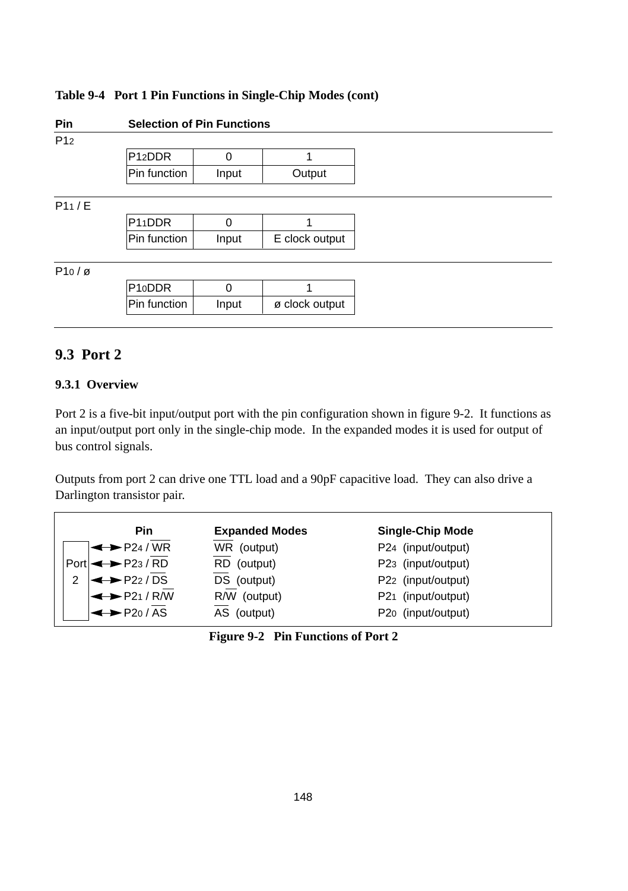**Table 9-4 Port 1 Pin Functions in Single-Chip Modes (cont)**

| Pin | Selection of Pin Functions | | |
|---|---|---|---|
| $P1_2$ | $P1_2$DDR | 0 | 1 |
| | Pin function | Input | Output |
| $P1_1$ / E | $P1_1$DDR | 0 | 1 |
| | Pin function | Input | E clock output |
| $P1_0$ / ø | $P1_0$DDR | 0 | 1 |
| | Pin function | Input | ø clock output |

## 9.3 Port 2

### 9.3.1 Overview

Port 2 is a five-bit input/output port with the pin configuration shown in figure 9-2. It functions as an input/output port only in the single-chip mode. In the expanded modes it is used for output of bus control signals.

Outputs from port 2 can drive one TTL load and a 90pF capacitive load. They can also drive a Darlington transistor pair.

| Pin | Expanded Modes | Single-Chip Mode |
|---|---|---|
| $P2_4$ / $\overline{WR}$ | $\overline{WR}$ (output) | $P2_4$ (input/output) |
| $P2_3$ / $\overline{RD}$ | $\overline{RD}$ (output) | $P2_3$ (input/output) |
| $P2_2$ / $\overline{DS}$ | $\overline{DS}$ (output) | $P2_2$ (input/output) |
| $P2_1$ / R/$\overline{W}$ | R/$\overline{W}$ (output) | $P2_1$ (input/output) |
| $P2_0$ / $\overline{AS}$ | $\overline{AS}$ (output) | $P2_0$ (input/output) |

**Figure 9-2 Pin Functions of Port 2**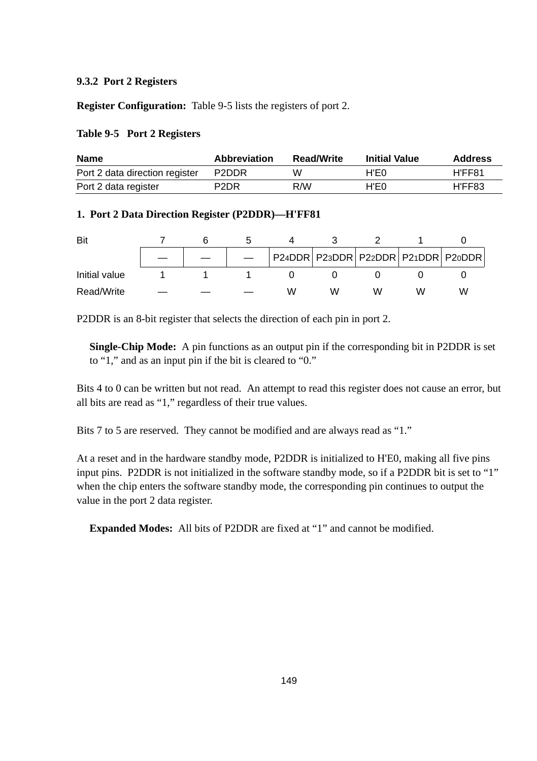### 9.3.2 Port 2 Registers

**Register Configuration:** Table 9-5 lists the registers of port 2.

**Table 9-5 Port 2 Registers**

| Name | Abbreviation | Read/Write | Initial Value | Address |
|---|---|---|---|---|
| Port 2 data direction register | P2DDR | W | H'E0 | H'FF81 |
| Port 2 data register | P2DR | R/W | H'E0 | H'FF83 |

**1. Port 2 Data Direction Register (P2DDR)—H'FF81**

| Bit | 7 | 6 | 5 | 4 | 3 | 2 | 1 | 0 |
|---|---|---|---|---|---|---|---|---|
| | — | — | — | $P2_4DDR$ | $P2_3DDR$ | $P2_2DDR$ | $P2_1DDR$ | $P2_0DDR$ |
| Initial value | 1 | 1 | 1 | 0 | 0 | 0 | 0 | 0 |
| Read/Write | — | — | — | W | W | W | W | W |

P2DDR is an 8-bit register that selects the direction of each pin in port 2.

**Single-Chip Mode:** A pin functions as an output pin if the corresponding bit in P2DDR is set to "1," and as an input pin if the bit is cleared to "0."

Bits 4 to 0 can be written but not read. An attempt to read this register does not cause an error, but all bits are read as "1," regardless of their true values.

Bits 7 to 5 are reserved. They cannot be modified and are always read as "1."

At a reset and in the hardware standby mode, P2DDR is initialized to H'E0, making all five pins input pins. P2DDR is not initialized in the software standby mode, so if a P2DDR bit is set to "1" when the chip enters the software standby mode, the corresponding pin continues to output the value in the port 2 data register.

**Expanded Modes:** All bits of P2DDR are fixed at "1" and cannot be modified.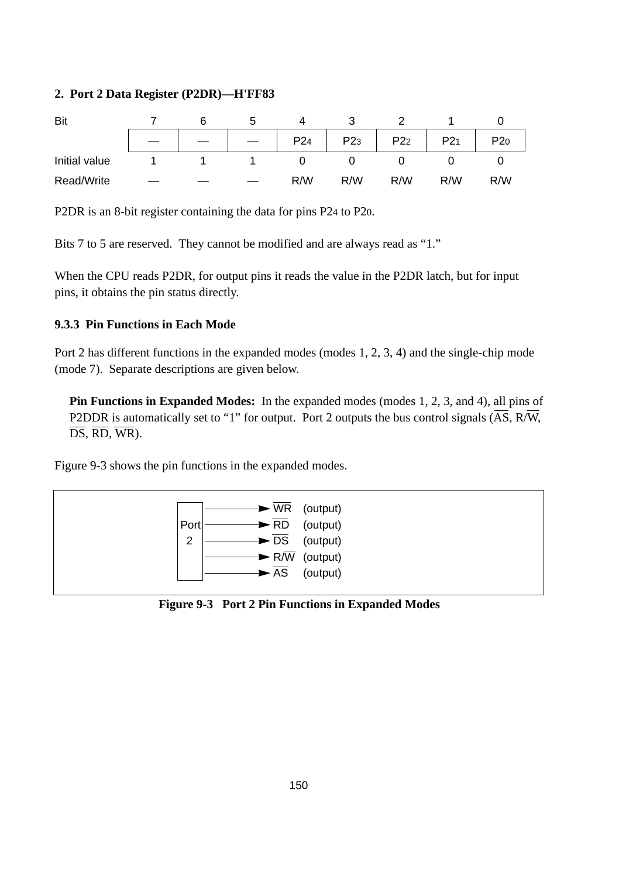**2. Port 2 Data Register (P2DR)—H'FF83**

| Bit | 7 | 6 | 5 | 4 | 3 | 2 | 1 | 0 |
|---|---|---|---|---|---|---|---|---|
| | — | — | — | P2₄ | P2₃ | P2₂ | P2₁ | P2₀ |
| Initial value | 1 | 1 | 1 | 0 | 0 | 0 | 0 | 0 |
| Read/Write | — | — | — | R/W | R/W | R/W | R/W | R/W |

P2DR is an 8-bit register containing the data for pins $P2_4$ to $P2_0$.

Bits 7 to 5 are reserved. They cannot be modified and are always read as "1."

When the CPU reads P2DR, for output pins it reads the value in the P2DR latch, but for input pins, it obtains the pin status directly.

### 9.3.3 Pin Functions in Each Mode

Port 2 has different functions in the expanded modes (modes 1, 2, 3, 4) and the single-chip mode (mode 7). Separate descriptions are given below.

**Pin Functions in Expanded Modes:** In the expanded modes (modes 1, 2, 3, and 4), all pins of P2DDR is automatically set to "1" for output. Port 2 outputs the bus control signals ($\overline{AS}$, R/$\overline{W}$, $\overline{DS}$, $\overline{RD}$, $\overline{WR}$).

Figure 9-3 shows the pin functions in the expanded modes.

Port 2 → $\overline{WR}$ (output)
Port 2 → $\overline{RD}$ (output)
Port 2 → $\overline{DS}$ (output)
Port 2 → R/$\overline{W}$ (output)
Port 2 → $\overline{AS}$ (output)

**Figure 9-3 Port 2 Pin Functions in Expanded Modes**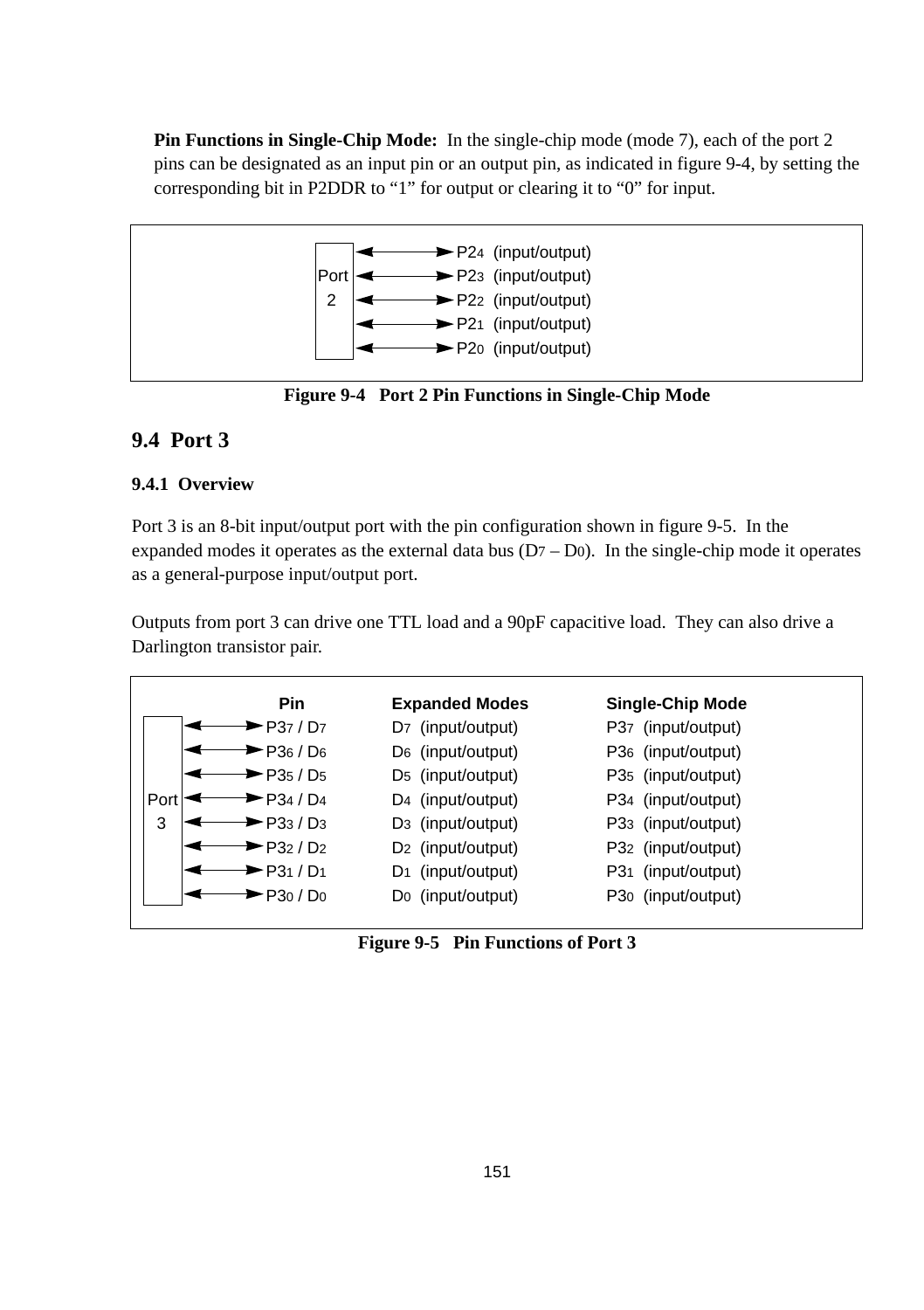**Pin Functions in Single-Chip Mode:** In the single-chip mode (mode 7), each of the port 2 pins can be designated as an input pin or an output pin, as indicated in figure 9-4, by setting the corresponding bit in P2DDR to "1" for output or clearing it to "0" for input.

| Port 2 | |
|---|---|
| ↔ | $P2_4$ (input/output) |
| ↔ | $P2_3$ (input/output) |
| ↔ | $P2_2$ (input/output) |
| ↔ | $P2_1$ (input/output) |
| ↔ | $P2_0$ (input/output) |

**Figure 9-4 Port 2 Pin Functions in Single-Chip Mode**

## 9.4 Port 3

### 9.4.1 Overview

Port 3 is an 8-bit input/output port with the pin configuration shown in figure 9-5. In the expanded modes it operates as the external data bus ($D_7$ – $D_0$). In the single-chip mode it operates as a general-purpose input/output port.

Outputs from port 3 can drive one TTL load and a 90pF capacitive load. They can also drive a Darlington transistor pair.

| Pin | Expanded Modes | Single-Chip Mode |
|---|---|---|
| $P3_7$ / $D_7$ | $D_7$ (input/output) | $P3_7$ (input/output) |
| $P3_6$ / $D_6$ | $D_6$ (input/output) | $P3_6$ (input/output) |
| $P3_5$ / $D_5$ | $D_5$ (input/output) | $P3_5$ (input/output) |
| $P3_4$ / $D_4$ | $D_4$ (input/output) | $P3_4$ (input/output) |
| $P3_3$ / $D_3$ | $D_3$ (input/output) | $P3_3$ (input/output) |
| $P3_2$ / $D_2$ | $D_2$ (input/output) | $P3_2$ (input/output) |
| $P3_1$ / $D_1$ | $D_1$ (input/output) | $P3_1$ (input/output) |
| $P3_0$ / $D_0$ | $D_0$ (input/output) | $P3_0$ (input/output) |

**Figure 9-5 Pin Functions of Port 3**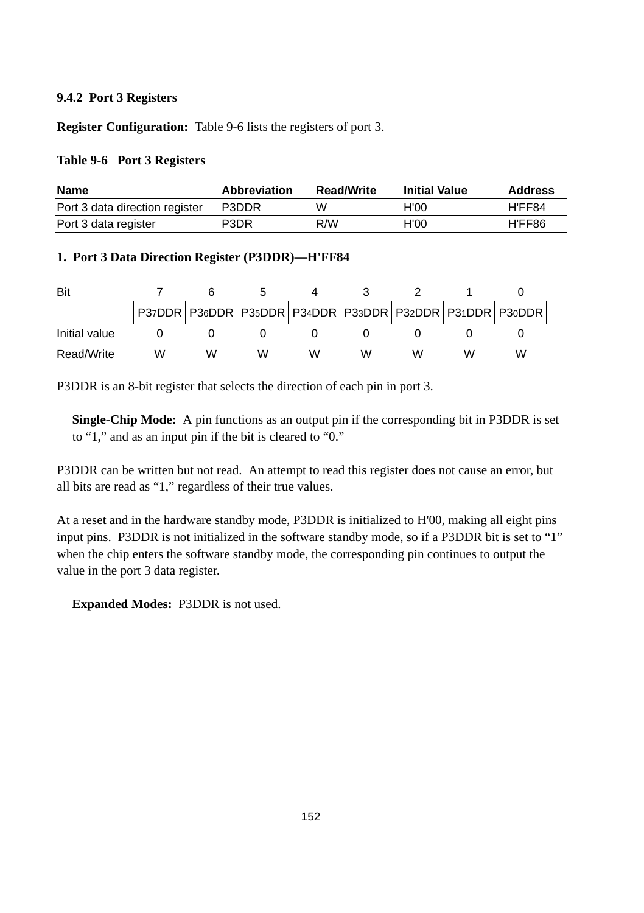### 9.4.2 Port 3 Registers

**Register Configuration:** Table 9-6 lists the registers of port 3.

**Table 9-6 Port 3 Registers**

| Name | Abbreviation | Read/Write | Initial Value | Address |
|---|---|---|---|---|
| Port 3 data direction register | P3DDR | W | H'00 | H'FF84 |
| Port 3 data register | P3DR | R/W | H'00 | H'FF86 |

**1. Port 3 Data Direction Register (P3DDR)—H'FF84**

| Bit | 7 | 6 | 5 | 4 | 3 | 2 | 1 | 0 |
|---|---|---|---|---|---|---|---|---|
| | $P3_7DDR$ | $P3_6DDR$ | $P3_5DDR$ | $P3_4DDR$ | $P3_3DDR$ | $P3_2DDR$ | $P3_1DDR$ | $P3_0DDR$ |
| Initial value | 0 | 0 | 0 | 0 | 0 | 0 | 0 | 0 |
| Read/Write | W | W | W | W | W | W | W | W |

P3DDR is an 8-bit register that selects the direction of each pin in port 3.

**Single-Chip Mode:** A pin functions as an output pin if the corresponding bit in P3DDR is set to "1," and as an input pin if the bit is cleared to "0."

P3DDR can be written but not read. An attempt to read this register does not cause an error, but all bits are read as "1," regardless of their true values.

At a reset and in the hardware standby mode, P3DDR is initialized to H'00, making all eight pins input pins. P3DDR is not initialized in the software standby mode, so if a P3DDR bit is set to "1" when the chip enters the software standby mode, the corresponding pin continues to output the value in the port 3 data register.

**Expanded Modes:** P3DDR is not used.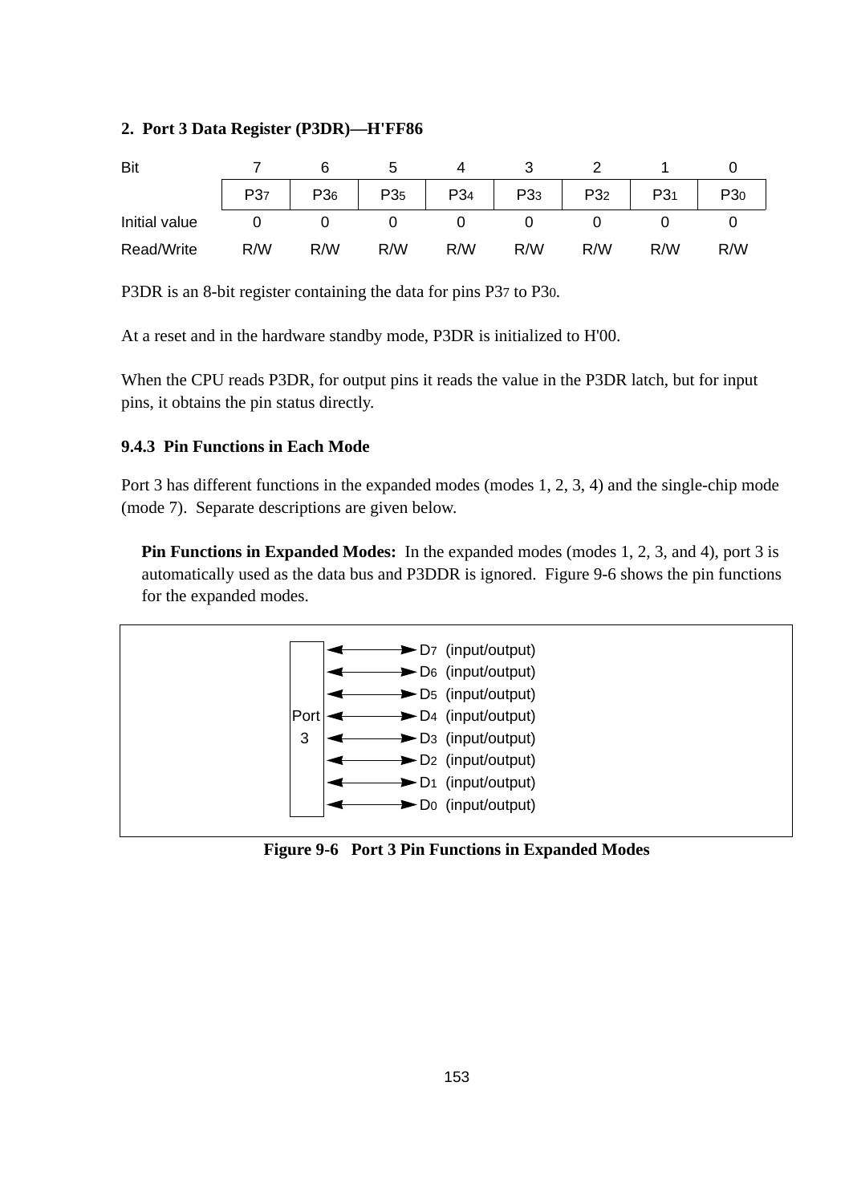### 2. Port 3 Data Register (P3DR)—H'FF86

| Bit | 7 | 6 | 5 | 4 | 3 | 2 | 1 | 0 |
|---|---|---|---|---|---|---|---|---|
| | $P3_7$ | $P3_6$ | $P3_5$ | $P3_4$ | $P3_3$ | $P3_2$ | $P3_1$ | $P3_0$ |
| Initial value | 0 | 0 | 0 | 0 | 0 | 0 | 0 | 0 |
| Read/Write | R/W | R/W | R/W | R/W | R/W | R/W | R/W | R/W |

P3DR is an 8-bit register containing the data for pins $P3_7$ to $P3_0$.

At a reset and in the hardware standby mode, P3DR is initialized to H'00.

When the CPU reads P3DR, for output pins it reads the value in the P3DR latch, but for input pins, it obtains the pin status directly.

### 9.4.3 Pin Functions in Each Mode

Port 3 has different functions in the expanded modes (modes 1, 2, 3, 4) and the single-chip mode (mode 7). Separate descriptions are given below.

**Pin Functions in Expanded Modes:** In the expanded modes (modes 1, 2, 3, and 4), port 3 is automatically used as the data bus and P3DDR is ignored. Figure 9-6 shows the pin functions for the expanded modes.

Port 3 ↔ $D_7$ (input/output)
Port 3 ↔ $D_6$ (input/output)
Port 3 ↔ $D_5$ (input/output)
Port 3 ↔ $D_4$ (input/output)
Port 3 ↔ $D_3$ (input/output)
Port 3 ↔ $D_2$ (input/output)
Port 3 ↔ $D_1$ (input/output)
Port 3 ↔ $D_0$ (input/output)

**Figure 9-6 Port 3 Pin Functions in Expanded Modes**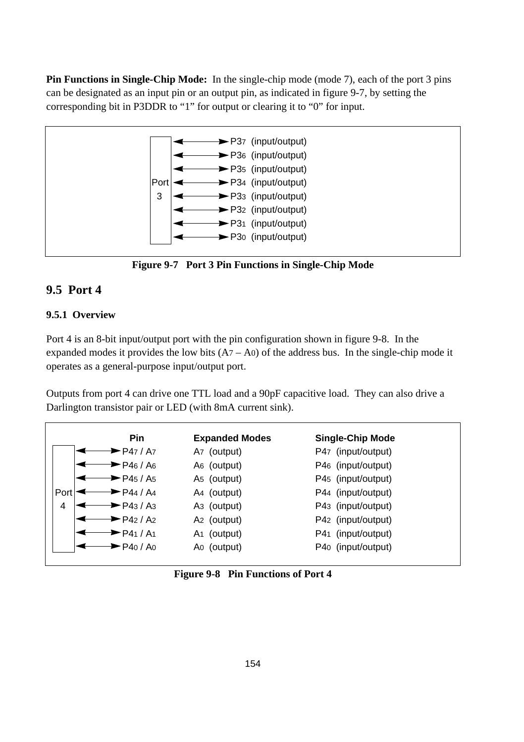**Pin Functions in Single-Chip Mode:** In the single-chip mode (mode 7), each of the port 3 pins can be designated as an input pin or an output pin, as indicated in figure 9-7, by setting the corresponding bit in P3DDR to “1” for output or clearing it to “0” for input.

| Port 3 | Pin |
|---|---|
| ↔ | $P3_7$ (input/output) |
| ↔ | $P3_6$ (input/output) |
| ↔ | $P3_5$ (input/output) |
| ↔ | $P3_4$ (input/output) |
| ↔ | $P3_3$ (input/output) |
| ↔ | $P3_2$ (input/output) |
| ↔ | $P3_1$ (input/output) |
| ↔ | $P3_0$ (input/output) |

**Figure 9-7 Port 3 Pin Functions in Single-Chip Mode**

## 9.5 Port 4

### 9.5.1 Overview

Port 4 is an 8-bit input/output port with the pin configuration shown in figure 9-8. In the expanded modes it provides the low bits ($A_7$ – $A_0$) of the address bus. In the single-chip mode it operates as a general-purpose input/output port.

Outputs from port 4 can drive one TTL load and a 90pF capacitive load. They can also drive a Darlington transistor pair or LED (with 8mA current sink).

| Pin | Expanded Modes | Single-Chip Mode |
|---|---|---|
| $P4_7$ / $A_7$ | $A_7$ (output) | $P4_7$ (input/output) |
| $P4_6$ / $A_6$ | $A_6$ (output) | $P4_6$ (input/output) |
| $P4_5$ / $A_5$ | $A_5$ (output) | $P4_5$ (input/output) |
| $P4_4$ / $A_4$ | $A_4$ (output) | $P4_4$ (input/output) |
| $P4_3$ / $A_3$ | $A_3$ (output) | $P4_3$ (input/output) |
| $P4_2$ / $A_2$ | $A_2$ (output) | $P4_2$ (input/output) |
| $P4_1$ / $A_1$ | $A_1$ (output) | $P4_1$ (input/output) |
| $P4_0$ / $A_0$ | $A_0$ (output) | $P4_0$ (input/output) |

**Figure 9-8 Pin Functions of Port 4**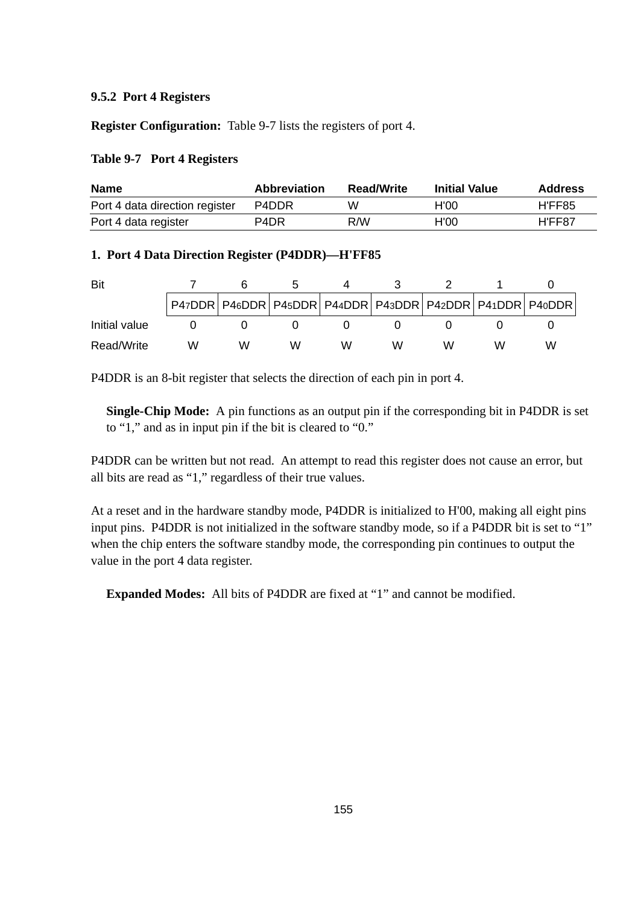### 9.5.2 Port 4 Registers

**Register Configuration:** Table 9-7 lists the registers of port 4.

**Table 9-7 Port 4 Registers**

| Name | Abbreviation | Read/Write | Initial Value | Address |
|---|---|---|---|---|
| Port 4 data direction register | P4DDR | W | H'00 | H'FF85 |
| Port 4 data register | P4DR | R/W | H'00 | H'FF87 |

**1. Port 4 Data Direction Register (P4DDR)—H'FF85**

| Bit | 7 | 6 | 5 | 4 | 3 | 2 | 1 | 0 |
|---|---|---|---|---|---|---|---|---|
| | $P4_7DDR$ | $P4_6DDR$ | $P4_5DDR$ | $P4_4DDR$ | $P4_3DDR$ | $P4_2DDR$ | $P4_1DDR$ | $P4_0DDR$ |
| Initial value | 0 | 0 | 0 | 0 | 0 | 0 | 0 | 0 |
| Read/Write | W | W | W | W | W | W | W | W |

P4DDR is an 8-bit register that selects the direction of each pin in port 4.

**Single-Chip Mode:** A pin functions as an output pin if the corresponding bit in P4DDR is set to "1," and as in input pin if the bit is cleared to "0."

P4DDR can be written but not read. An attempt to read this register does not cause an error, but all bits are read as "1," regardless of their true values.

At a reset and in the hardware standby mode, P4DDR is initialized to H'00, making all eight pins input pins. P4DDR is not initialized in the software standby mode, so if a P4DDR bit is set to "1" when the chip enters the software standby mode, the corresponding pin continues to output the value in the port 4 data register.

**Expanded Modes:** All bits of P4DDR are fixed at "1" and cannot be modified.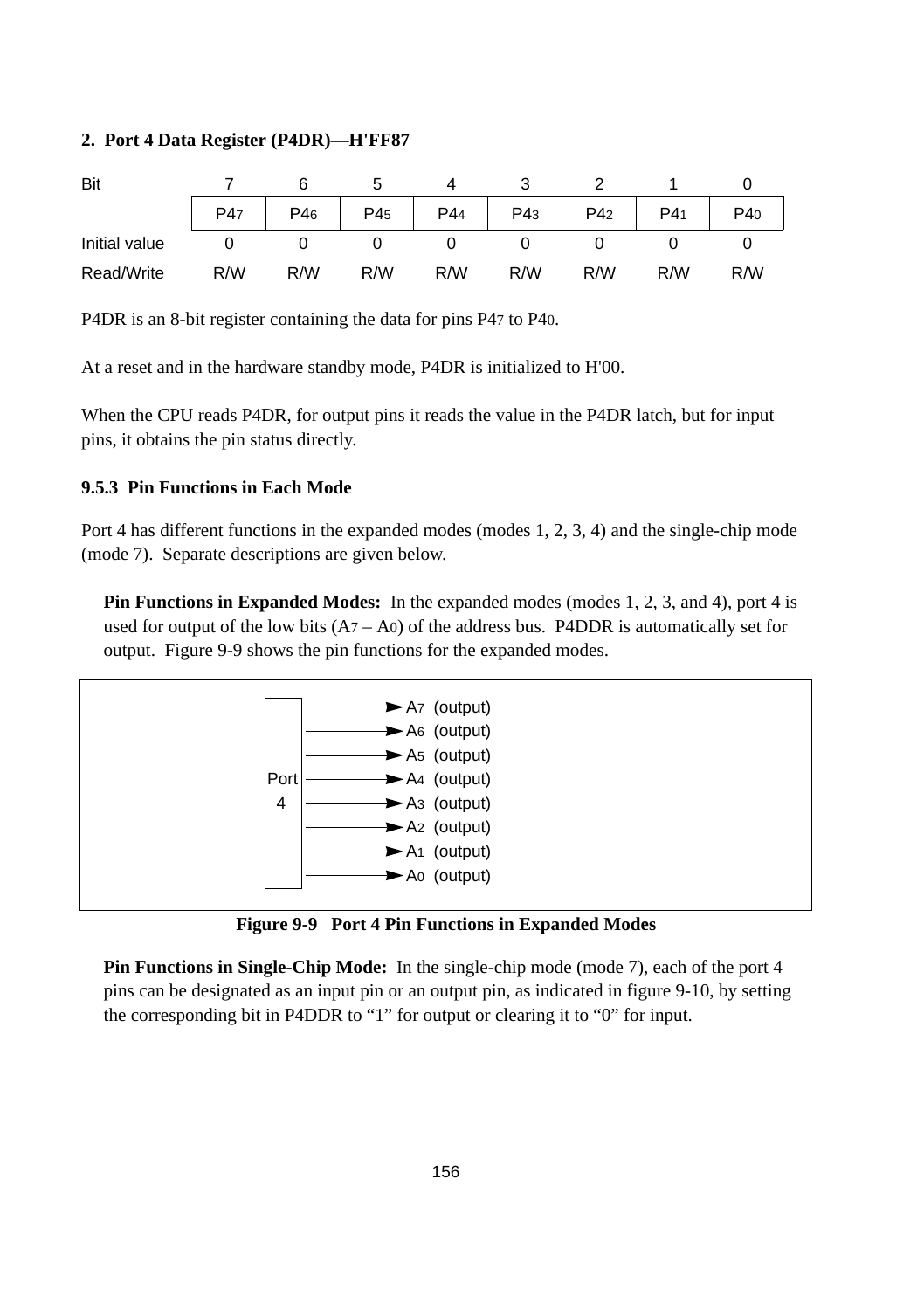**2. Port 4 Data Register (P4DR)—H'FF87**

| Bit | 7 | 6 | 5 | 4 | 3 | 2 | 1 | 0 |
|---|---|---|---|---|---|---|---|---|
| | $P4_7$ | $P4_6$ | $P4_5$ | $P4_4$ | $P4_3$ | $P4_2$ | $P4_1$ | $P4_0$ |
| Initial value | 0 | 0 | 0 | 0 | 0 | 0 | 0 | 0 |
| Read/Write | R/W | R/W | R/W | R/W | R/W | R/W | R/W | R/W |

P4DR is an 8-bit register containing the data for pins $P4_7$ to $P4_0$.

At a reset and in the hardware standby mode, P4DR is initialized to H'00.

When the CPU reads P4DR, for output pins it reads the value in the P4DR latch, but for input pins, it obtains the pin status directly.

### 9.5.3 Pin Functions in Each Mode

Port 4 has different functions in the expanded modes (modes 1, 2, 3, 4) and the single-chip mode (mode 7). Separate descriptions are given below.

**Pin Functions in Expanded Modes:** In the expanded modes (modes 1, 2, 3, and 4), port 4 is used for output of the low bits ($A_7$ – $A_0$) of the address bus. P4DDR is automatically set for output. Figure 9-9 shows the pin functions for the expanded modes.

Port 4 → $A_7$ (output), $A_6$ (output), $A_5$ (output), $A_4$ (output), $A_3$ (output), $A_2$ (output), $A_1$ (output), $A_0$ (output)

**Figure 9-9 Port 4 Pin Functions in Expanded Modes**

**Pin Functions in Single-Chip Mode:** In the single-chip mode (mode 7), each of the port 4 pins can be designated as an input pin or an output pin, as indicated in figure 9-10, by setting the corresponding bit in P4DDR to "1" for output or clearing it to "0" for input.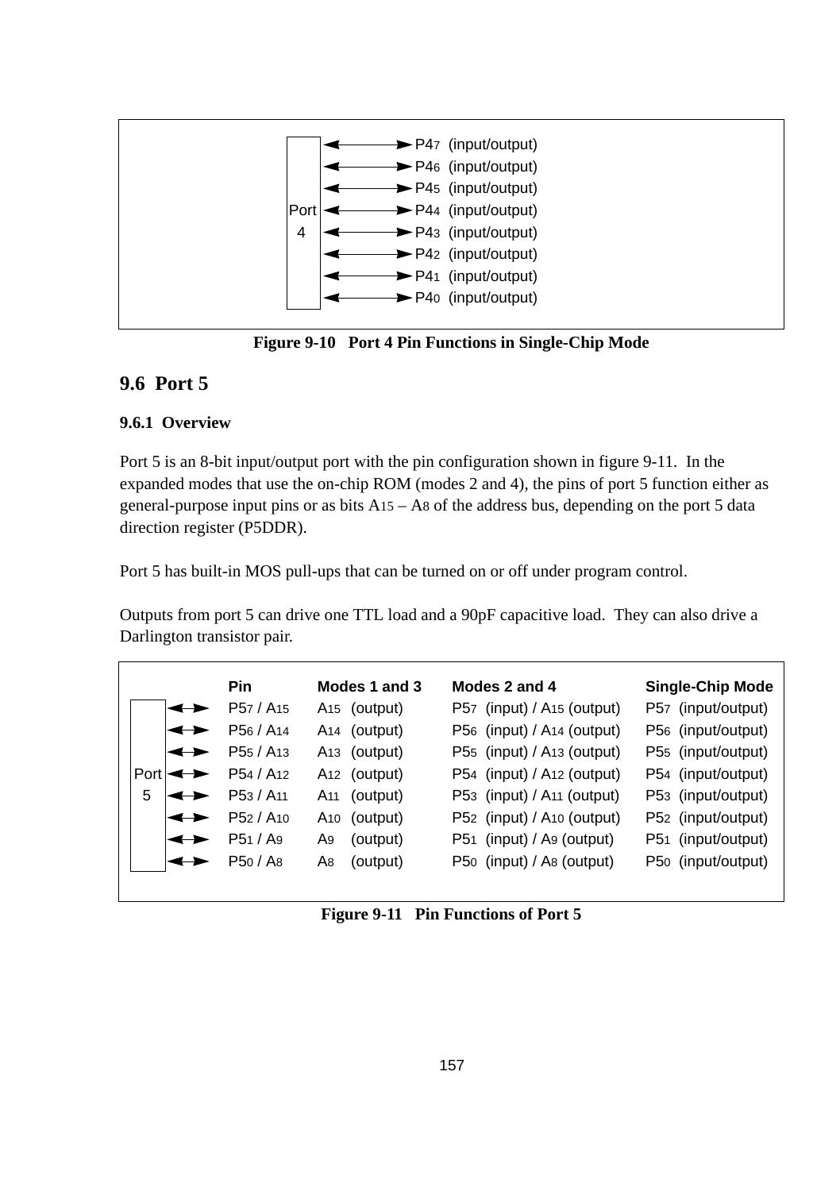| Port 4 | |
|---|---|
| ↔ | $P4_7$ (input/output) |
| ↔ | $P4_6$ (input/output) |
| ↔ | $P4_5$ (input/output) |
| ↔ | $P4_4$ (input/output) |
| ↔ | $P4_3$ (input/output) |
| ↔ | $P4_2$ (input/output) |
| ↔ | $P4_1$ (input/output) |
| ↔ | $P4_0$ (input/output) |

**Figure 9-10 Port 4 Pin Functions in Single-Chip Mode**

## 9.6 Port 5

### 9.6.1 Overview

Port 5 is an 8-bit input/output port with the pin configuration shown in figure 9-11. In the expanded modes that use the on-chip ROM (modes 2 and 4), the pins of port 5 function either as general-purpose input pins or as bits $A_{15}$ – $A_8$ of the address bus, depending on the port 5 data direction register (P5DDR).

Port 5 has built-in MOS pull-ups that can be turned on or off under program control.

Outputs from port 5 can drive one TTL load and a 90pF capacitive load. They can also drive a Darlington transistor pair.

| | Pin | Modes 1 and 3 | Modes 2 and 4 | Single-Chip Mode |
|---|---|---|---|---|
| Port 5 ↔ | $P5_7$ / $A_{15}$ | $A_{15}$ (output) | $P5_7$ (input) / $A_{15}$ (output) | $P5_7$ (input/output) |
| ↔ | $P5_6$ / $A_{14}$ | $A_{14}$ (output) | $P5_6$ (input) / $A_{14}$ (output) | $P5_6$ (input/output) |
| ↔ | $P5_5$ / $A_{13}$ | $A_{13}$ (output) | $P5_5$ (input) / $A_{13}$ (output) | $P5_5$ (input/output) |
| ↔ | $P5_4$ / $A_{12}$ | $A_{12}$ (output) | $P5_4$ (input) / $A_{12}$ (output) | $P5_4$ (input/output) |
| ↔ | $P5_3$ / $A_{11}$ | $A_{11}$ (output) | $P5_3$ (input) / $A_{11}$ (output) | $P5_3$ (input/output) |
| ↔ | $P5_2$ / $A_{10}$ | $A_{10}$ (output) | $P5_2$ (input) / $A_{10}$ (output) | $P5_2$ (input/output) |
| ↔ | $P5_1$ / $A_9$ | $A_9$ (output) | $P5_1$ (input) / $A_9$ (output) | $P5_1$ (input/output) |
| ↔ | $P5_0$ / $A_8$ | $A_8$ (output) | $P5_0$ (input) / $A_8$ (output) | $P5_0$ (input/output) |

**Figure 9-11 Pin Functions of Port 5**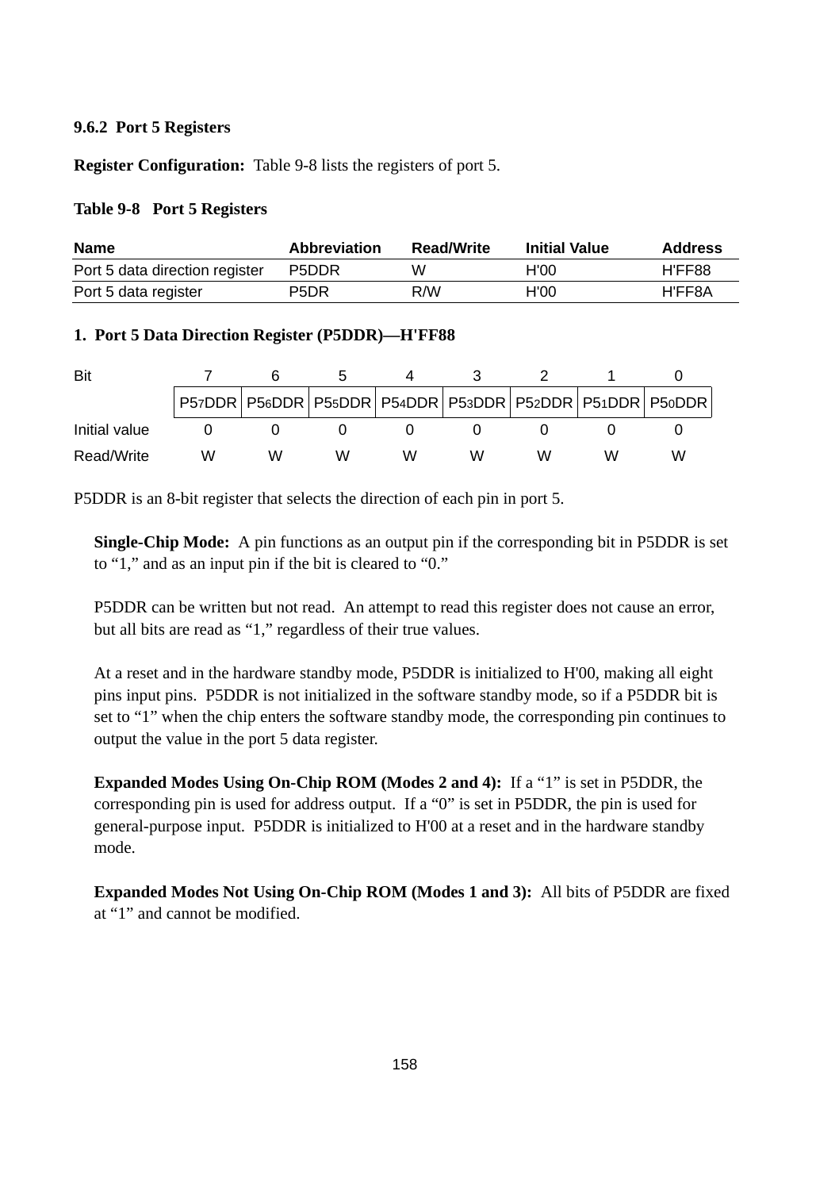### 9.6.2 Port 5 Registers

**Register Configuration:** Table 9-8 lists the registers of port 5.

**Table 9-8 Port 5 Registers**

| Name | Abbreviation | Read/Write | Initial Value | Address |
|---|---|---|---|---|
| Port 5 data direction register | P5DDR | W | H'00 | H'FF88 |
| Port 5 data register | P5DR | R/W | H'00 | H'FF8A |

**1. Port 5 Data Direction Register (P5DDR)—H'FF88**

| Bit | 7 | 6 | 5 | 4 | 3 | 2 | 1 | 0 |
|---|---|---|---|---|---|---|---|---|
| | $P5_7DDR$ | $P5_6DDR$ | $P5_5DDR$ | $P5_4DDR$ | $P5_3DDR$ | $P5_2DDR$ | $P5_1DDR$ | $P5_0DDR$ |
| Initial value | 0 | 0 | 0 | 0 | 0 | 0 | 0 | 0 |
| Read/Write | W | W | W | W | W | W | W | W |

P5DDR is an 8-bit register that selects the direction of each pin in port 5.

**Single-Chip Mode:** A pin functions as an output pin if the corresponding bit in P5DDR is set to "1," and as an input pin if the bit is cleared to "0."

P5DDR can be written but not read. An attempt to read this register does not cause an error, but all bits are read as "1," regardless of their true values.

At a reset and in the hardware standby mode, P5DDR is initialized to H'00, making all eight pins input pins. P5DDR is not initialized in the software standby mode, so if a P5DDR bit is set to "1" when the chip enters the software standby mode, the corresponding pin continues to output the value in the port 5 data register.

**Expanded Modes Using On-Chip ROM (Modes 2 and 4):** If a "1" is set in P5DDR, the corresponding pin is used for address output. If a "0" is set in P5DDR, the pin is used for general-purpose input. P5DDR is initialized to H'00 at a reset and in the hardware standby mode.

**Expanded Modes Not Using On-Chip ROM (Modes 1 and 3):** All bits of P5DDR are fixed at "1" and cannot be modified.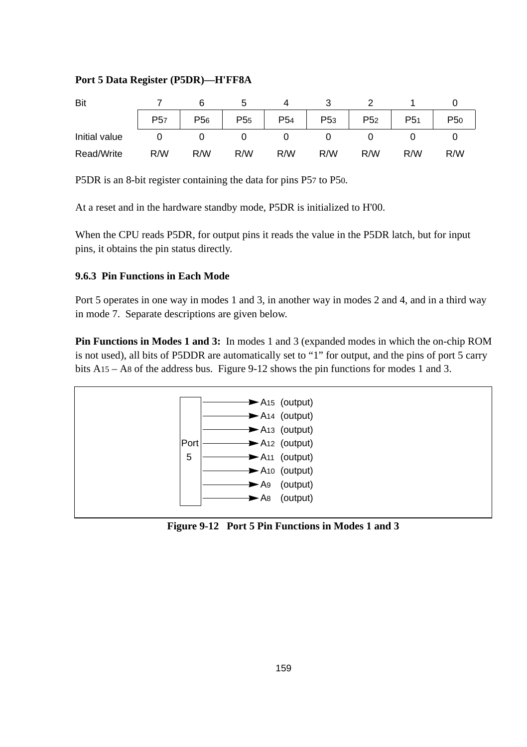**Port 5 Data Register (P5DR)—H'FF8A**

| Bit | 7 | 6 | 5 | 4 | 3 | 2 | 1 | 0 |
|---|---|---|---|---|---|---|---|---|
| | $P5_7$ | $P5_6$ | $P5_5$ | $P5_4$ | $P5_3$ | $P5_2$ | $P5_1$ | $P5_0$ |
| Initial value | 0 | 0 | 0 | 0 | 0 | 0 | 0 | 0 |
| Read/Write | R/W | R/W | R/W | R/W | R/W | R/W | R/W | R/W |

P5DR is an 8-bit register containing the data for pins $P5_7$ to $P5_0$.

At a reset and in the hardware standby mode, P5DR is initialized to H'00.

When the CPU reads P5DR, for output pins it reads the value in the P5DR latch, but for input pins, it obtains the pin status directly.

### 9.6.3 Pin Functions in Each Mode

Port 5 operates in one way in modes 1 and 3, in another way in modes 2 and 4, and in a third way in mode 7. Separate descriptions are given below.

**Pin Functions in Modes 1 and 3:** In modes 1 and 3 (expanded modes in which the on-chip ROM is not used), all bits of P5DDR are automatically set to "1" for output, and the pins of port 5 carry bits $A_{15}$ – $A_8$ of the address bus. Figure 9-12 shows the pin functions for modes 1 and 3.

Port 5 → $A_{15}$ (output), $A_{14}$ (output), $A_{13}$ (output), $A_{12}$ (output), $A_{11}$ (output), $A_{10}$ (output), $A_9$ (output), $A_8$ (output)

**Figure 9-12 Port 5 Pin Functions in Modes 1 and 3**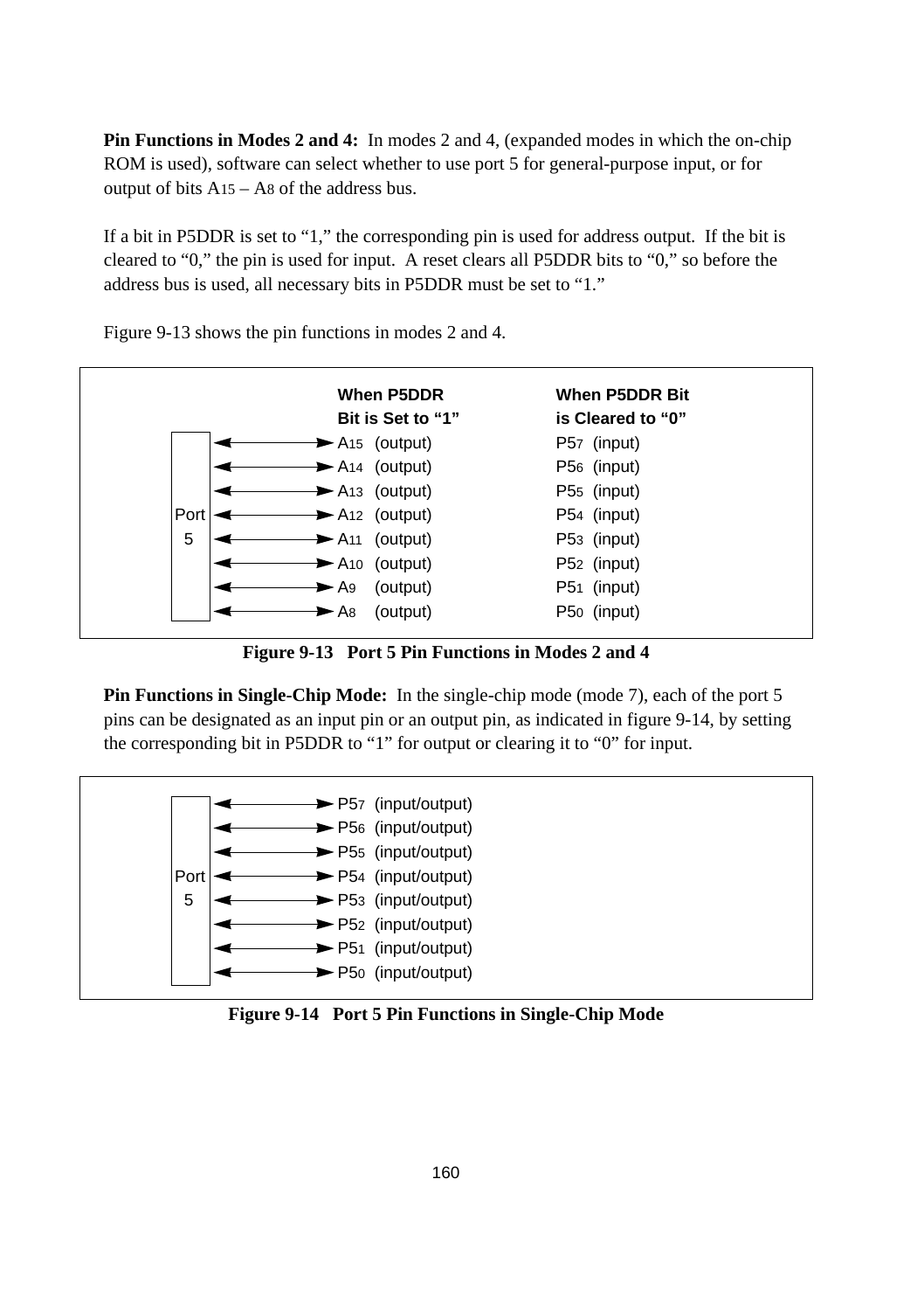**Pin Functions in Modes 2 and 4:** In modes 2 and 4, (expanded modes in which the on-chip ROM is used), software can select whether to use port 5 for general-purpose input, or for output of bits $A_{15}$ – $A_8$ of the address bus.

If a bit in P5DDR is set to “1,” the corresponding pin is used for address output. If the bit is cleared to “0,” the pin is used for input. A reset clears all P5DDR bits to “0,” so before the address bus is used, all necessary bits in P5DDR must be set to “1.”

Figure 9-13 shows the pin functions in modes 2 and 4.

| Port 5 | When P5DDR Bit is Set to “1” | When P5DDR Bit is Cleared to “0” |
|---|---|---|
| ↔ | $A_{15}$ (output) | $P5_7$ (input) |
| ↔ | $A_{14}$ (output) | $P5_6$ (input) |
| ↔ | $A_{13}$ (output) | $P5_5$ (input) |
| ↔ | $A_{12}$ (output) | $P5_4$ (input) |
| ↔ | $A_{11}$ (output) | $P5_3$ (input) |
| ↔ | $A_{10}$ (output) | $P5_2$ (input) |
| ↔ | $A_9$ (output) | $P5_1$ (input) |
| ↔ | $A_8$ (output) | $P5_0$ (input) |

**Figure 9-13 Port 5 Pin Functions in Modes 2 and 4**

**Pin Functions in Single-Chip Mode:** In the single-chip mode (mode 7), each of the port 5 pins can be designated as an input pin or an output pin, as indicated in figure 9-14, by setting the corresponding bit in P5DDR to “1” for output or clearing it to “0” for input.

| Port 5 | Pin function |
|---|---|
| ↔ | $P5_7$ (input/output) |
| ↔ | $P5_6$ (input/output) |
| ↔ | $P5_5$ (input/output) |
| ↔ | $P5_4$ (input/output) |
| ↔ | $P5_3$ (input/output) |
| ↔ | $P5_2$ (input/output) |
| ↔ | $P5_1$ (input/output) |
| ↔ | $P5_0$ (input/output) |

**Figure 9-14 Port 5 Pin Functions in Single-Chip Mode**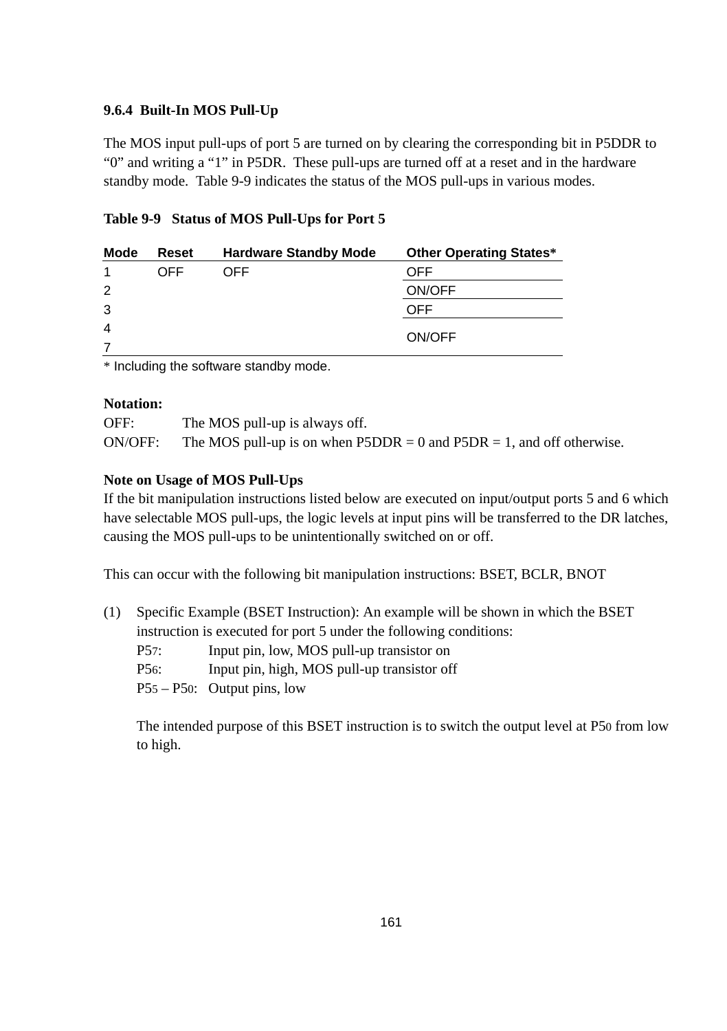### 9.6.4 Built-In MOS Pull-Up

The MOS input pull-ups of port 5 are turned on by clearing the corresponding bit in P5DDR to "0" and writing a "1" in P5DR. These pull-ups are turned off at a reset and in the hardware standby mode. Table 9-9 indicates the status of the MOS pull-ups in various modes.

**Table 9-9 Status of MOS Pull-Ups for Port 5**

| Mode | Reset | Hardware Standby Mode | Other Operating States* |
|---|---|---|---|
| 1 | OFF | OFF | OFF |
| 2 | | | ON/OFF |
| 3 | | | OFF |
| 4 | | | ON/OFF |
| 7 | | | |

\* Including the software standby mode.

**Notation:**

OFF: The MOS pull-up is always off.

ON/OFF: The MOS pull-up is on when P5DDR = 0 and P5DR = 1, and off otherwise.

**Note on Usage of MOS Pull-Ups**

If the bit manipulation instructions listed below are executed on input/output ports 5 and 6 which have selectable MOS pull-ups, the logic levels at input pins will be transferred to the DR latches, causing the MOS pull-ups to be unintentionally switched on or off.

This can occur with the following bit manipulation instructions: BSET, BCLR, BNOT

(1) Specific Example (BSET Instruction): An example will be shown in which the BSET instruction is executed for port 5 under the following conditions:

$P5_7$: Input pin, low, MOS pull-up transistor on

$P5_6$: Input pin, high, MOS pull-up transistor off

$P5_5$ – $P5_0$: Output pins, low

The intended purpose of this BSET instruction is to switch the output level at $P5_0$ from low to high.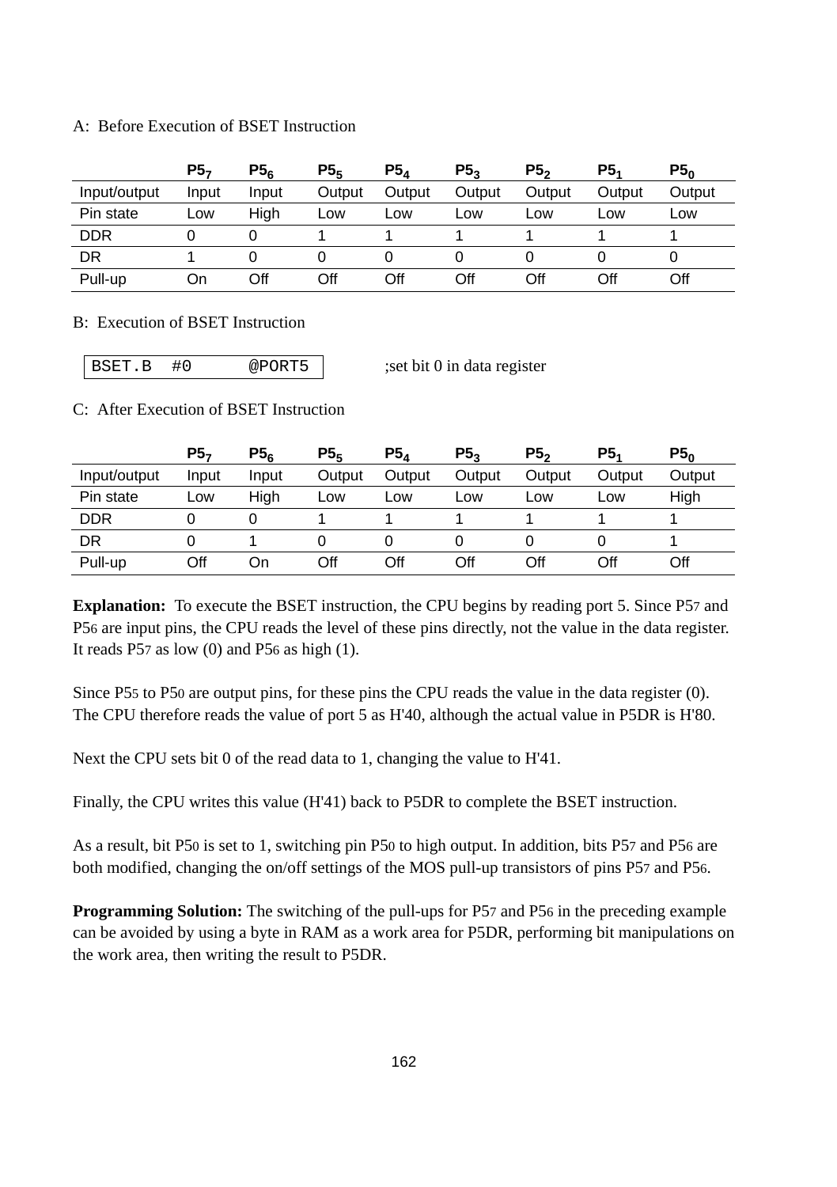A: Before Execution of BSET Instruction

| | $P5_7$ | $P5_6$ | $P5_5$ | $P5_4$ | $P5_3$ | $P5_2$ | $P5_1$ | $P5_0$ |
|---|---|---|---|---|---|---|---|---|
| Input/output | Input | Input | Output | Output | Output | Output | Output | Output |
| Pin state | Low | High | Low | Low | Low | Low | Low | Low |
| DDR | 0 | 0 | 1 | 1 | 1 | 1 | 1 | 1 |
| DR | 1 | 0 | 0 | 0 | 0 | 0 | 0 | 0 |
| Pull-up | On | Off | Off | Off | Off | Off | Off | Off |

B: Execution of BSET Instruction

```
BSET.B  #0      @PORT5
```

;set bit 0 in data register

C: After Execution of BSET Instruction

| | $P5_7$ | $P5_6$ | $P5_5$ | $P5_4$ | $P5_3$ | $P5_2$ | $P5_1$ | $P5_0$ |
|---|---|---|---|---|---|---|---|---|
| Input/output | Input | Input | Output | Output | Output | Output | Output | Output |
| Pin state | Low | High | Low | Low | Low | Low | Low | High |
| DDR | 0 | 0 | 1 | 1 | 1 | 1 | 1 | 1 |
| DR | 0 | 1 | 0 | 0 | 0 | 0 | 0 | 1 |
| Pull-up | Off | On | Off | Off | Off | Off | Off | Off |

**Explanation:** To execute the BSET instruction, the CPU begins by reading port 5. Since $P5_7$ and $P5_6$ are input pins, the CPU reads the level of these pins directly, not the value in the data register. It reads $P5_7$ as low (0) and $P5_6$ as high (1).

Since $P5_5$ to $P5_0$ are output pins, for these pins the CPU reads the value in the data register (0). The CPU therefore reads the value of port 5 as H'40, although the actual value in P5DR is H'80.

Next the CPU sets bit 0 of the read data to 1, changing the value to H'41.

Finally, the CPU writes this value (H'41) back to P5DR to complete the BSET instruction.

As a result, bit $P5_0$ is set to 1, switching pin $P5_0$ to high output. In addition, bits $P5_7$ and $P5_6$ are both modified, changing the on/off settings of the MOS pull-up transistors of pins $P5_7$ and $P5_6$.

**Programming Solution:** The switching of the pull-ups for $P5_7$ and $P5_6$ in the preceding example can be avoided by using a byte in RAM as a work area for P5DR, performing bit manipulations on the work area, then writing the result to P5DR.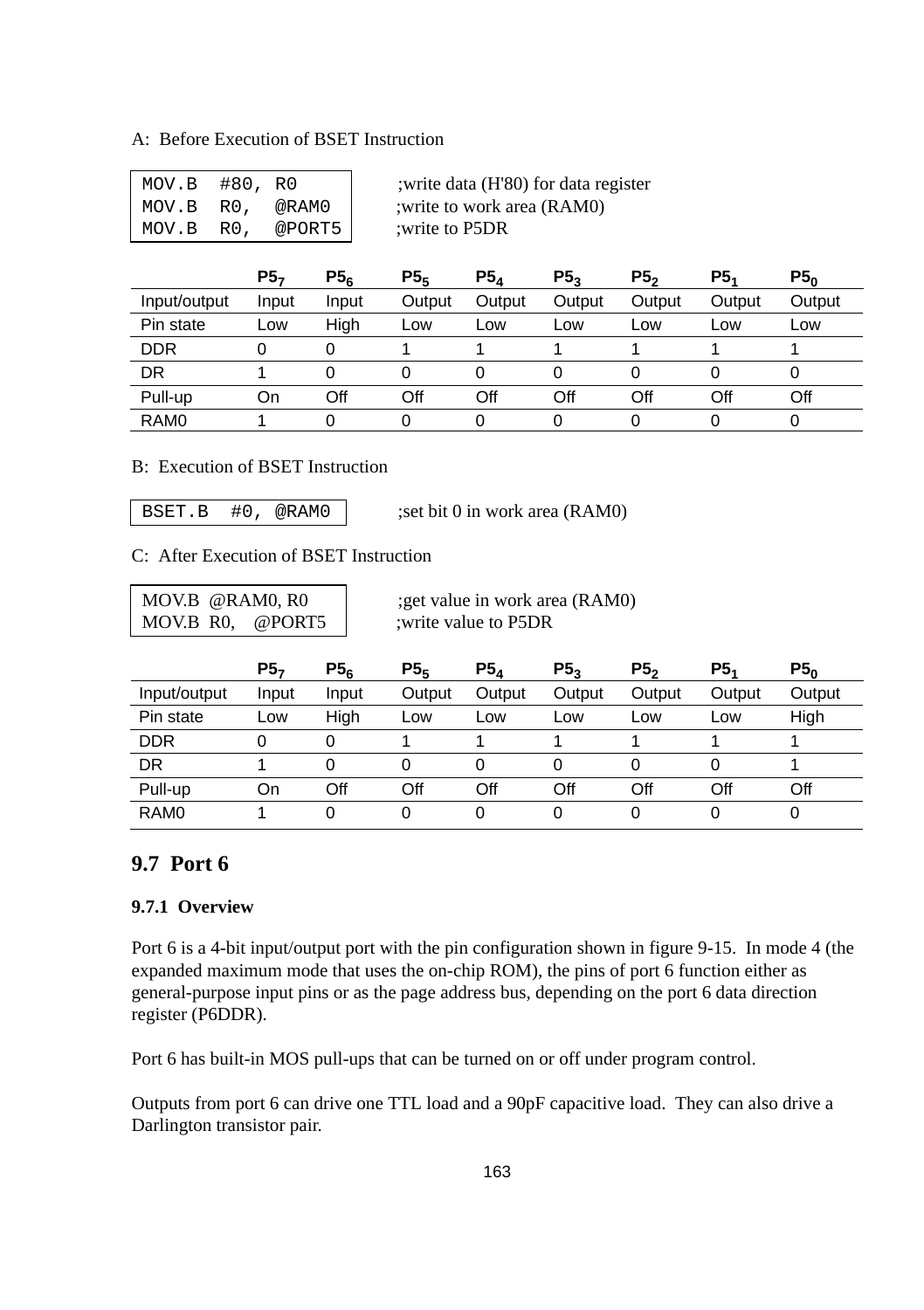A: Before Execution of BSET Instruction

```
MOV.B  #80, R0         ;write data (H'80) for data register
MOV.B  R0,  @RAM0      ;write to work area (RAM0)
MOV.B  R0,  @PORT5     ;write to P5DR
```

| | $P5_7$ | $P5_6$ | $P5_5$ | $P5_4$ | $P5_3$ | $P5_2$ | $P5_1$ | $P5_0$ |
|---|---|---|---|---|---|---|---|---|
| Input/output | Input | Input | Output | Output | Output | Output | Output | Output |
| Pin state | Low | High | Low | Low | Low | Low | Low | Low |
| DDR | 0 | 0 | 1 | 1 | 1 | 1 | 1 | 1 |
| DR | 1 | 0 | 0 | 0 | 0 | 0 | 0 | 0 |
| Pull-up | On | Off | Off | Off | Off | Off | Off | Off |
| RAM0 | 1 | 0 | 0 | 0 | 0 | 0 | 0 | 0 |

B: Execution of BSET Instruction

```
BSET.B  #0, @RAM0      ;set bit 0 in work area (RAM0)
```

C: After Execution of BSET Instruction

```
MOV.B  @RAM0, R0       ;get value in work area (RAM0)
MOV.B  R0,   @PORT5    ;write value to P5DR
```

| | $P5_7$ | $P5_6$ | $P5_5$ | $P5_4$ | $P5_3$ | $P5_2$ | $P5_1$ | $P5_0$ |
|---|---|---|---|---|---|---|---|---|
| Input/output | Input | Input | Output | Output | Output | Output | Output | Output |
| Pin state | Low | High | Low | Low | Low | Low | Low | High |
| DDR | 0 | 0 | 1 | 1 | 1 | 1 | 1 | 1 |
| DR | 1 | 0 | 0 | 0 | 0 | 0 | 0 | 1 |
| Pull-up | On | Off | Off | Off | Off | Off | Off | Off |
| RAM0 | 1 | 0 | 0 | 0 | 0 | 0 | 0 | 0 |

## 9.7 Port 6

### 9.7.1 Overview

Port 6 is a 4-bit input/output port with the pin configuration shown in figure 9-15. In mode 4 (the expanded maximum mode that uses the on-chip ROM), the pins of port 6 function either as general-purpose input pins or as the page address bus, depending on the port 6 data direction register (P6DDR).

Port 6 has built-in MOS pull-ups that can be turned on or off under program control.

Outputs from port 6 can drive one TTL load and a 90pF capacitive load. They can also drive a Darlington transistor pair.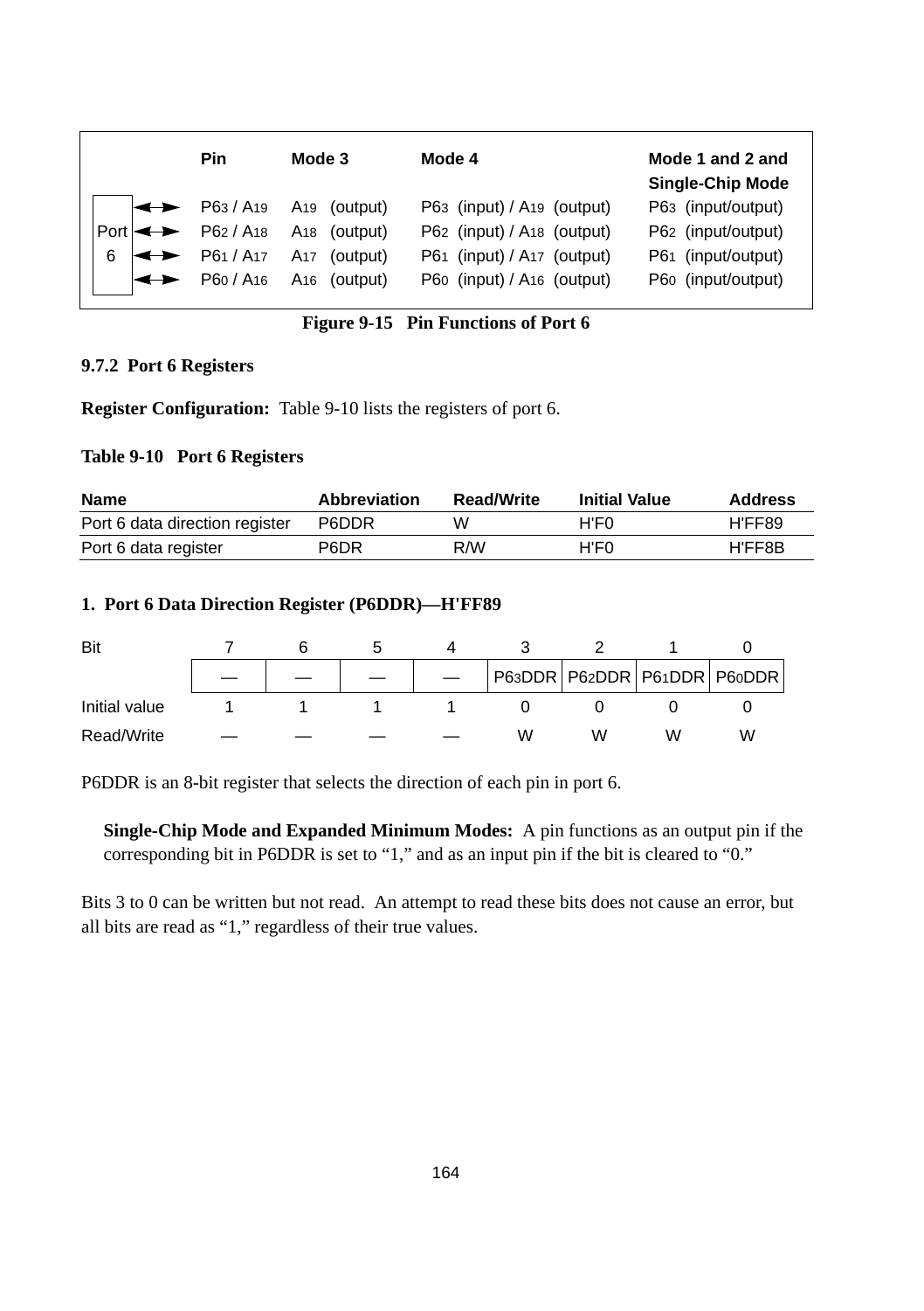| | Pin | Mode 3 | Mode 4 | Mode 1 and 2 and Single-Chip Mode |
|---|---|---|---|---|
| Port 6 | $P6_3$ / $A_{19}$ | $A_{19}$ (output) | $P6_3$ (input) / $A_{19}$ (output) | $P6_3$ (input/output) |
| | $P6_2$ / $A_{18}$ | $A_{18}$ (output) | $P6_2$ (input) / $A_{18}$ (output) | $P6_2$ (input/output) |
| | $P6_1$ / $A_{17}$ | $A_{17}$ (output) | $P6_1$ (input) / $A_{17}$ (output) | $P6_1$ (input/output) |
| | $P6_0$ / $A_{16}$ | $A_{16}$ (output) | $P6_0$ (input) / $A_{16}$ (output) | $P6_0$ (input/output) |

**Figure 9-15 Pin Functions of Port 6**

### 9.7.2 Port 6 Registers

**Register Configuration:** Table 9-10 lists the registers of port 6.

**Table 9-10 Port 6 Registers**

| Name | Abbreviation | Read/Write | Initial Value | Address |
|---|---|---|---|---|
| Port 6 data direction register | P6DDR | W | H'F0 | H'FF89 |
| Port 6 data register | P6DR | R/W | H'F0 | H'FF8B |

**1. Port 6 Data Direction Register (P6DDR)—H'FF89**

| Bit | 7 | 6 | 5 | 4 | 3 | 2 | 1 | 0 |
|---|---|---|---|---|---|---|---|---|
| | — | — | — | — | $P6_3$DDR | $P6_2$DDR | $P6_1$DDR | $P6_0$DDR |
| Initial value | 1 | 1 | 1 | 1 | 0 | 0 | 0 | 0 |
| Read/Write | — | — | — | — | W | W | W | W |

P6DDR is an 8-bit register that selects the direction of each pin in port 6.

**Single-Chip Mode and Expanded Minimum Modes:** A pin functions as an output pin if the corresponding bit in P6DDR is set to "1," and as an input pin if the bit is cleared to "0."

Bits 3 to 0 can be written but not read. An attempt to read these bits does not cause an error, but all bits are read as "1," regardless of their true values.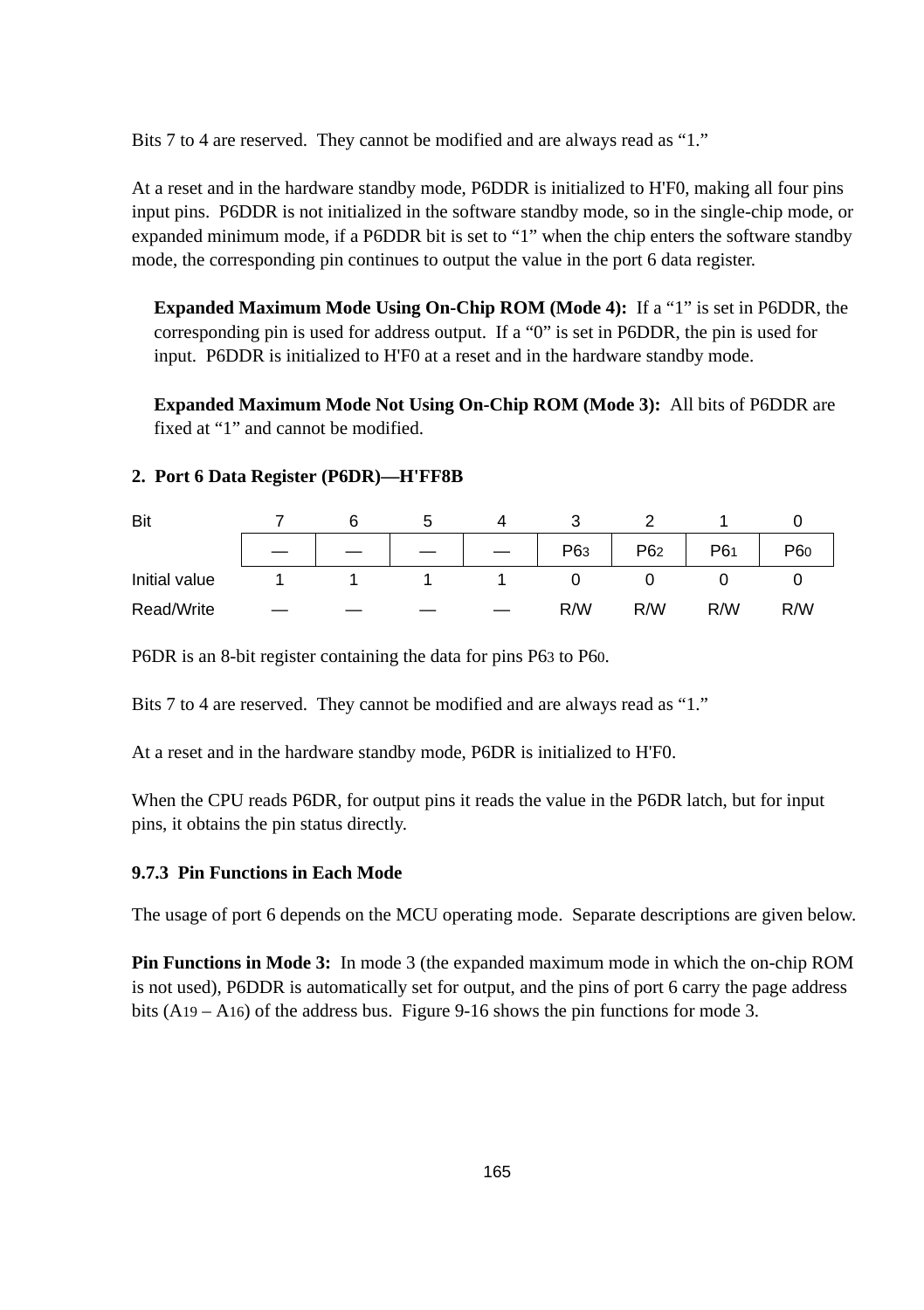Bits 7 to 4 are reserved. They cannot be modified and are always read as “1.”

At a reset and in the hardware standby mode, P6DDR is initialized to H'F0, making all four pins input pins. P6DDR is not initialized in the software standby mode, so in the single-chip mode, or expanded minimum mode, if a P6DDR bit is set to “1” when the chip enters the software standby mode, the corresponding pin continues to output the value in the port 6 data register.

**Expanded Maximum Mode Using On-Chip ROM (Mode 4):** If a “1” is set in P6DDR, the corresponding pin is used for address output. If a “0” is set in P6DDR, the pin is used for input. P6DDR is initialized to H'F0 at a reset and in the hardware standby mode.

**Expanded Maximum Mode Not Using On-Chip ROM (Mode 3):** All bits of P6DDR are fixed at “1” and cannot be modified.

**2. Port 6 Data Register (P6DR)—H'FF8B**

| Bit | 7 | 6 | 5 | 4 | 3 | 2 | 1 | 0 |
|---|---|---|---|---|---|---|---|---|
| | — | — | — | — | $P6_3$ | $P6_2$ | $P6_1$ | $P6_0$ |
| Initial value | 1 | 1 | 1 | 1 | 0 | 0 | 0 | 0 |
| Read/Write | — | — | — | — | R/W | R/W | R/W | R/W |

P6DR is an 8-bit register containing the data for pins $P6_3$ to $P6_0$.

Bits 7 to 4 are reserved. They cannot be modified and are always read as “1.”

At a reset and in the hardware standby mode, P6DR is initialized to H'F0.

When the CPU reads P6DR, for output pins it reads the value in the P6DR latch, but for input pins, it obtains the pin status directly.

### 9.7.3 Pin Functions in Each Mode

The usage of port 6 depends on the MCU operating mode. Separate descriptions are given below.

**Pin Functions in Mode 3:** In mode 3 (the expanded maximum mode in which the on-chip ROM is not used), P6DDR is automatically set for output, and the pins of port 6 carry the page address bits ($A_{19}$ – $A_{16}$) of the address bus. Figure 9-16 shows the pin functions for mode 3.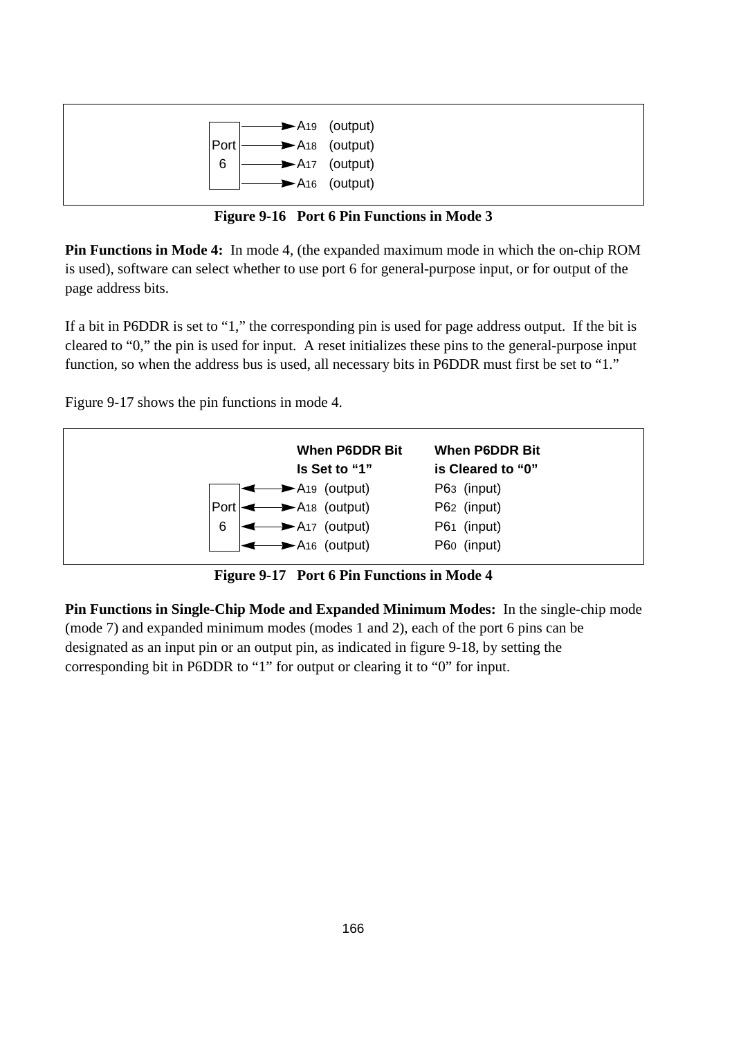| Port 6 | |
|---|---|
| → | $A_{19}$ (output) |
| → | $A_{18}$ (output) |
| → | $A_{17}$ (output) |
| → | $A_{16}$ (output) |

**Figure 9-16 Port 6 Pin Functions in Mode 3**

**Pin Functions in Mode 4:** In mode 4, (the expanded maximum mode in which the on-chip ROM is used), software can select whether to use port 6 for general-purpose input, or for output of the page address bits.

If a bit in P6DDR is set to "1," the corresponding pin is used for page address output. If the bit is cleared to "0," the pin is used for input. A reset initializes these pins to the general-purpose input function, so when the address bus is used, all necessary bits in P6DDR must first be set to "1."

Figure 9-17 shows the pin functions in mode 4.

| Port 6 | When P6DDR Bit Is Set to "1" | When P6DDR Bit is Cleared to "0" |
|---|---|---|
| ↔ | $A_{19}$ (output) | $P6_3$ (input) |
| ↔ | $A_{18}$ (output) | $P6_2$ (input) |
| ↔ | $A_{17}$ (output) | $P6_1$ (input) |
| ↔ | $A_{16}$ (output) | $P6_0$ (input) |

**Figure 9-17 Port 6 Pin Functions in Mode 4**

**Pin Functions in Single-Chip Mode and Expanded Minimum Modes:** In the single-chip mode (mode 7) and expanded minimum modes (modes 1 and 2), each of the port 6 pins can be designated as an input pin or an output pin, as indicated in figure 9-18, by setting the corresponding bit in P6DDR to "1" for output or clearing it to "0" for input.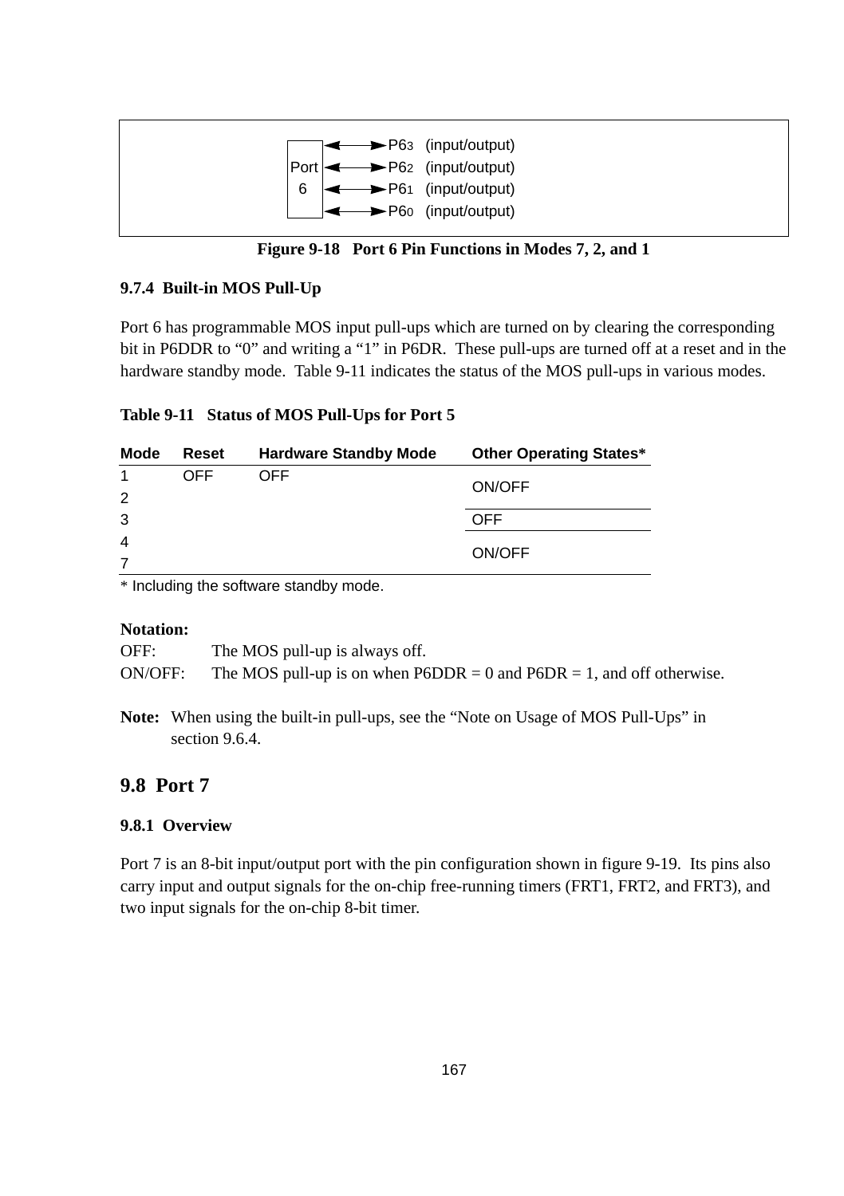| Port 6 | |
|---|---|
| ◄──► | $P6_3$ (input/output) |
| ◄──► | $P6_2$ (input/output) |
| ◄──► | $P6_1$ (input/output) |
| ◄──► | $P6_0$ (input/output) |

**Figure 9-18 Port 6 Pin Functions in Modes 7, 2, and 1**

### 9.7.4 Built-in MOS Pull-Up

Port 6 has programmable MOS input pull-ups which are turned on by clearing the corresponding bit in P6DDR to "0" and writing a "1" in P6DR. These pull-ups are turned off at a reset and in the hardware standby mode. Table 9-11 indicates the status of the MOS pull-ups in various modes.

**Table 9-11 Status of MOS Pull-Ups for Port 5**

| Mode | Reset | Hardware Standby Mode | Other Operating States* |
|---|---|---|---|
| 1 | OFF | OFF | ON/OFF |
| 2 | | | |
| 3 | | | OFF |
| 4 | | | ON/OFF |
| 7 | | | |

\* Including the software standby mode.

**Notation:**

OFF: The MOS pull-up is always off.

ON/OFF: The MOS pull-up is on when P6DDR = 0 and P6DR = 1, and off otherwise.

**Note:** When using the built-in pull-ups, see the "Note on Usage of MOS Pull-Ups" in section 9.6.4.

## 9.8 Port 7

### 9.8.1 Overview

Port 7 is an 8-bit input/output port with the pin configuration shown in figure 9-19. Its pins also carry input and output signals for the on-chip free-running timers (FRT1, FRT2, and FRT3), and two input signals for the on-chip 8-bit timer.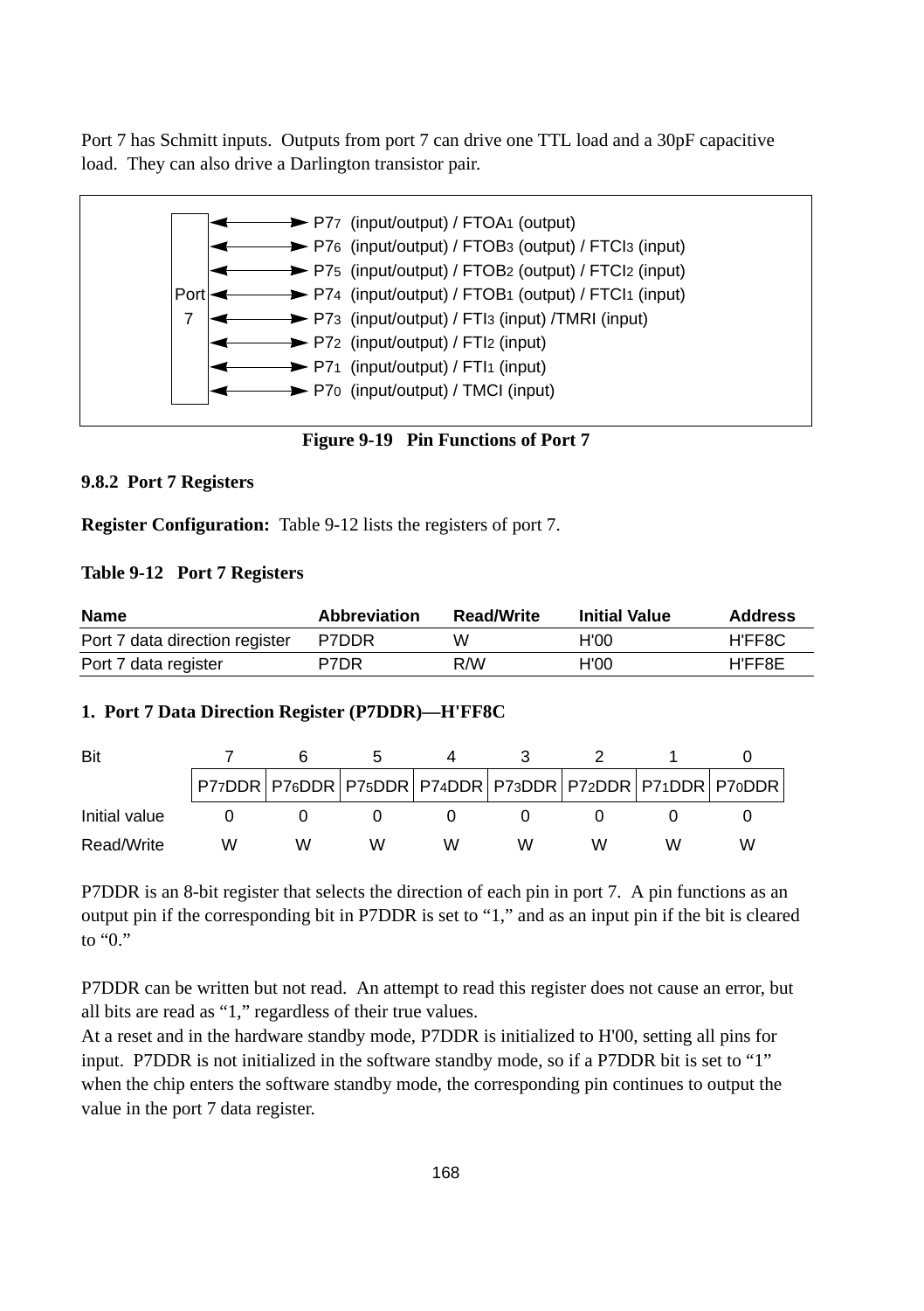Port 7 has Schmitt inputs. Outputs from port 7 can drive one TTL load and a 30pF capacitive load. They can also drive a Darlington transistor pair.

Port 7:
- $P7_7$ (input/output) / $FTOA_1$ (output)
- $P7_6$ (input/output) / $FTOB_3$ (output) / $FTCI_3$ (input)
- $P7_5$ (input/output) / $FTOB_2$ (output) / $FTCI_2$ (input)
- $P7_4$ (input/output) / $FTOB_1$ (output) / $FTCI_1$ (input)
- $P7_3$ (input/output) / $FTI_3$ (input) /TMRI (input)
- $P7_2$ (input/output) / $FTI_2$ (input)
- $P7_1$ (input/output) / $FTI_1$ (input)
- $P7_0$ (input/output) / TMCI (input)

**Figure 9-19 Pin Functions of Port 7**

### 9.8.2 Port 7 Registers

**Register Configuration:** Table 9-12 lists the registers of port 7.

**Table 9-12 Port 7 Registers**

| Name | Abbreviation | Read/Write | Initial Value | Address |
|---|---|---|---|---|
| Port 7 data direction register | P7DDR | W | H'00 | H'FF8C |
| Port 7 data register | P7DR | R/W | H'00 | H'FF8E |

**1. Port 7 Data Direction Register (P7DDR)—H'FF8C**

| Bit | 7 | 6 | 5 | 4 | 3 | 2 | 1 | 0 |
|---|---|---|---|---|---|---|---|---|
| | $P7_7$DDR | $P7_6$DDR | $P7_5$DDR | $P7_4$DDR | $P7_3$DDR | $P7_2$DDR | $P7_1$DDR | $P7_0$DDR |
| Initial value | 0 | 0 | 0 | 0 | 0 | 0 | 0 | 0 |
| Read/Write | W | W | W | W | W | W | W | W |

P7DDR is an 8-bit register that selects the direction of each pin in port 7. A pin functions as an output pin if the corresponding bit in P7DDR is set to "1," and as an input pin if the bit is cleared to "0."

P7DDR can be written but not read. An attempt to read this register does not cause an error, but all bits are read as "1," regardless of their true values.
At a reset and in the hardware standby mode, P7DDR is initialized to H'00, setting all pins for input. P7DDR is not initialized in the software standby mode, so if a P7DDR bit is set to "1" when the chip enters the software standby mode, the corresponding pin continues to output the value in the port 7 data register.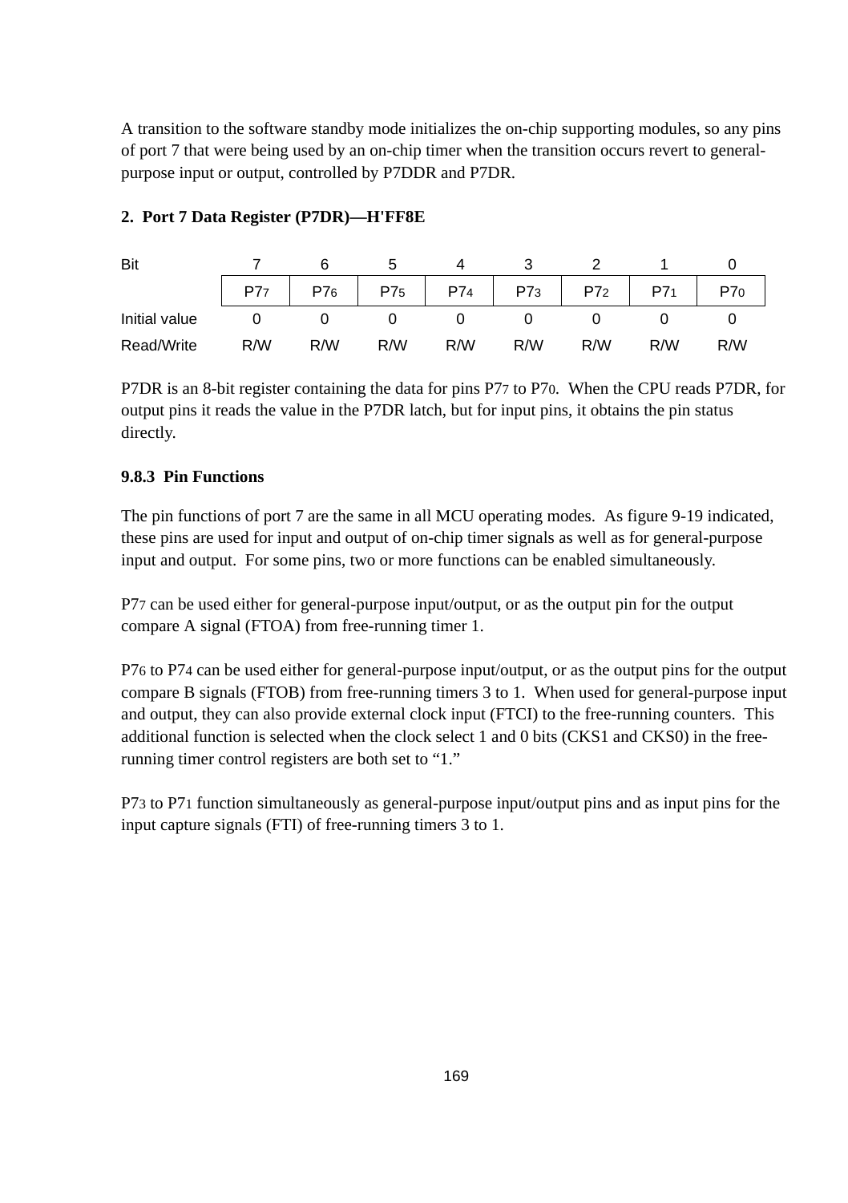A transition to the software standby mode initializes the on-chip supporting modules, so any pins of port 7 that were being used by an on-chip timer when the transition occurs revert to general-purpose input or output, controlled by P7DDR and P7DR.

**2. Port 7 Data Register (P7DR)—H'FF8E**

| Bit | 7 | 6 | 5 | 4 | 3 | 2 | 1 | 0 |
|---|---|---|---|---|---|---|---|---|
| | $P7_7$ | $P7_6$ | $P7_5$ | $P7_4$ | $P7_3$ | $P7_2$ | $P7_1$ | $P7_0$ |
| Initial value | 0 | 0 | 0 | 0 | 0 | 0 | 0 | 0 |
| Read/Write | R/W | R/W | R/W | R/W | R/W | R/W | R/W | R/W |

P7DR is an 8-bit register containing the data for pins $P7_7$ to $P7_0$. When the CPU reads P7DR, for output pins it reads the value in the P7DR latch, but for input pins, it obtains the pin status directly.

### 9.8.3 Pin Functions

The pin functions of port 7 are the same in all MCU operating modes. As figure 9-19 indicated, these pins are used for input and output of on-chip timer signals as well as for general-purpose input and output. For some pins, two or more functions can be enabled simultaneously.

$P7_7$ can be used either for general-purpose input/output, or as the output pin for the output compare A signal (FTOA) from free-running timer 1.

$P7_6$ to $P7_4$ can be used either for general-purpose input/output, or as the output pins for the output compare B signals (FTOB) from free-running timers 3 to 1. When used for general-purpose input and output, they can also provide external clock input (FTCI) to the free-running counters. This additional function is selected when the clock select 1 and 0 bits (CKS1 and CKS0) in the free-running timer control registers are both set to "1."

$P7_3$ to $P7_1$ function simultaneously as general-purpose input/output pins and as input pins for the input capture signals (FTI) of free-running timers 3 to 1.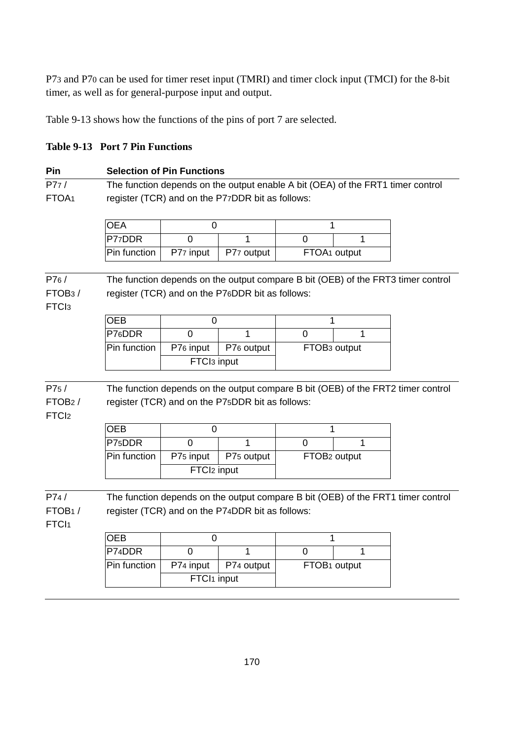$P7_3$ and $P7_0$ can be used for timer reset input (TMRI) and timer clock input (TMCI) for the 8-bit timer, as well as for general-purpose input and output.

Table 9-13 shows how the functions of the pins of port 7 are selected.

**Table 9-13 Port 7 Pin Functions**

**Pin** — **Selection of Pin Functions**

**$P7_7$ / $FTOA_1$**

The function depends on the output enable A bit (OEA) of the FRT1 timer control register (TCR) and on the $P7_7$DDR bit as follows:

| OEA | 0 | | 1 | |
|---|---|---|---|---|
| $P7_7$DDR | 0 | 1 | 0 | 1 |
| Pin function | $P7_7$ input | $P7_7$ output | $FTOA_1$ output | |

**$P7_6$ / $FTOB_3$ / $FTCI_3$**

The function depends on the output compare B bit (OEB) of the FRT3 timer control register (TCR) and on the $P7_6$DDR bit as follows:

| OEB | 0 | | 1 | |
|---|---|---|---|---|
| $P7_6$DDR | 0 | 1 | 0 | 1 |
| Pin function | $P7_6$ input | $P7_6$ output | $FTOB_3$ output | |
| | $FTCI_3$ input | | | |

**$P7_5$ / $FTOB_2$ / $FTCI_2$**

The function depends on the output compare B bit (OEB) of the FRT2 timer control register (TCR) and on the $P7_5$DDR bit as follows:

| OEB | 0 | | 1 | |
|---|---|---|---|---|
| $P7_5$DDR | 0 | 1 | 0 | 1 |
| Pin function | $P7_5$ input | $P7_5$ output | $FTOB_2$ output | |
| | $FTCI_2$ input | | | |

**$P7_4$ / $FTOB_1$ / $FTCI_1$**

The function depends on the output compare B bit (OEB) of the FRT1 timer control register (TCR) and on the $P7_4$DDR bit as follows:

| OEB | 0 | | 1 | |
|---|---|---|---|---|
| $P7_4$DDR | 0 | 1 | 0 | 1 |
| Pin function | $P7_4$ input | $P7_4$ output | $FTOB_1$ output | |
| | $FTCI_1$ input | | | |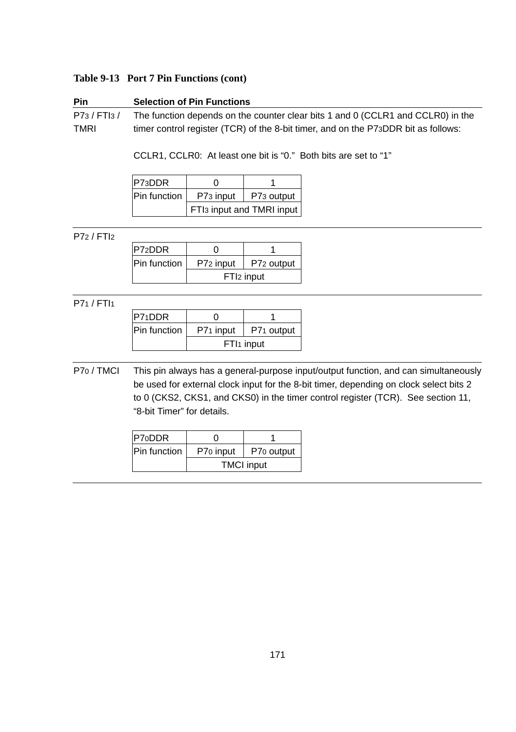**Table 9-13 Port 7 Pin Functions (cont)**

| Pin | Selection of Pin Functions |
|---|---|
| $P7_3$ / $FTI_3$ / TMRI | The function depends on the counter clear bits 1 and 0 (CCLR1 and CCLR0) in the timer control register (TCR) of the 8-bit timer, and on the $P7_3DDR$ bit as follows:<br><br>CCLR1, CCLR0: At least one bit is "0." Both bits are set to "1" |

| $P7_3DDR$ | 0 | 1 |
|---|---|---|
| Pin function | $P7_3$ input | $P7_3$ output |
| | $FTI_3$ input and TMRI input | |

**$P7_2$ / $FTI_2$**

| $P7_2DDR$ | 0 | 1 |
|---|---|---|
| Pin function | $P7_2$ input | $P7_2$ output |
| | $FTI_2$ input | |

**$P7_1$ / $FTI_1$**

| $P7_1DDR$ | 0 | 1 |
|---|---|---|
| Pin function | $P7_1$ input | $P7_1$ output |
| | $FTI_1$ input | |

**$P7_0$ / TMCI**

This pin always has a general-purpose input/output function, and can simultaneously be used for external clock input for the 8-bit timer, depending on clock select bits 2 to 0 (CKS2, CKS1, and CKS0) in the timer control register (TCR). See section 11, "8-bit Timer" for details.

| $P7_0DDR$ | 0 | 1 |
|---|---|---|
| Pin function | $P7_0$ input | $P7_0$ output |
| | TMCI input | |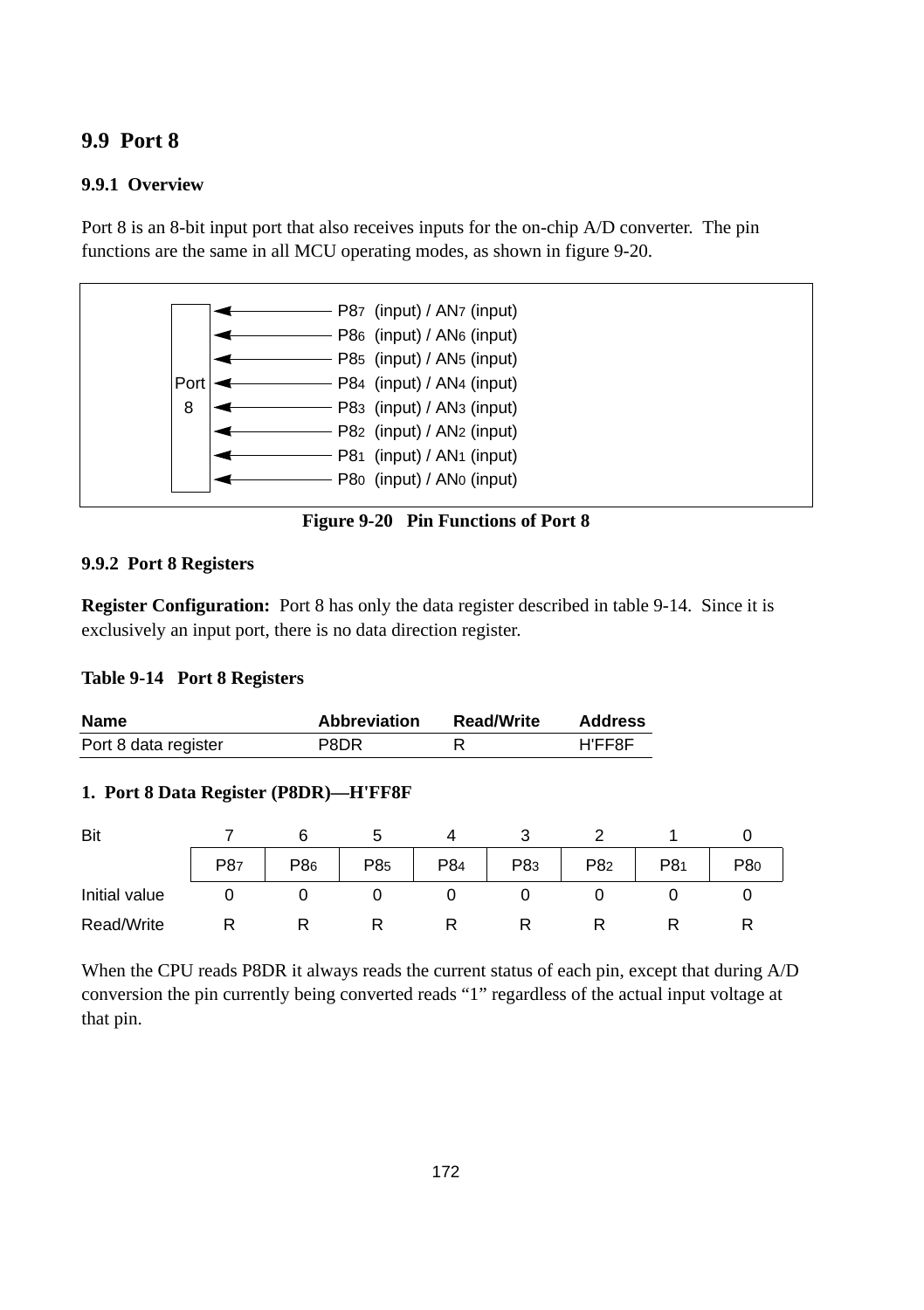## 9.9 Port 8

### 9.9.1 Overview

Port 8 is an 8-bit input port that also receives inputs for the on-chip A/D converter. The pin functions are the same in all MCU operating modes, as shown in figure 9-20.

| Port 8 | |
|---|---|
| ← | $P8_7$ (input) / $AN_7$ (input) |
| ← | $P8_6$ (input) / $AN_6$ (input) |
| ← | $P8_5$ (input) / $AN_5$ (input) |
| ← | $P8_4$ (input) / $AN_4$ (input) |
| ← | $P8_3$ (input) / $AN_3$ (input) |
| ← | $P8_2$ (input) / $AN_2$ (input) |
| ← | $P8_1$ (input) / $AN_1$ (input) |
| ← | $P8_0$ (input) / $AN_0$ (input) |

**Figure 9-20 Pin Functions of Port 8**

### 9.9.2 Port 8 Registers

**Register Configuration:** Port 8 has only the data register described in table 9-14. Since it is exclusively an input port, there is no data direction register.

**Table 9-14 Port 8 Registers**

| Name | Abbreviation | Read/Write | Address |
|---|---|---|---|
| Port 8 data register | P8DR | R | H'FF8F |

**1. Port 8 Data Register (P8DR)—H'FF8F**

| Bit | 7 | 6 | 5 | 4 | 3 | 2 | 1 | 0 |
|---|---|---|---|---|---|---|---|---|
| | $P8_7$ | $P8_6$ | $P8_5$ | $P8_4$ | $P8_3$ | $P8_2$ | $P8_1$ | $P8_0$ |
| Initial value | 0 | 0 | 0 | 0 | 0 | 0 | 0 | 0 |
| Read/Write | R | R | R | R | R | R | R | R |

When the CPU reads P8DR it always reads the current status of each pin, except that during A/D conversion the pin currently being converted reads "1" regardless of the actual input voltage at that pin.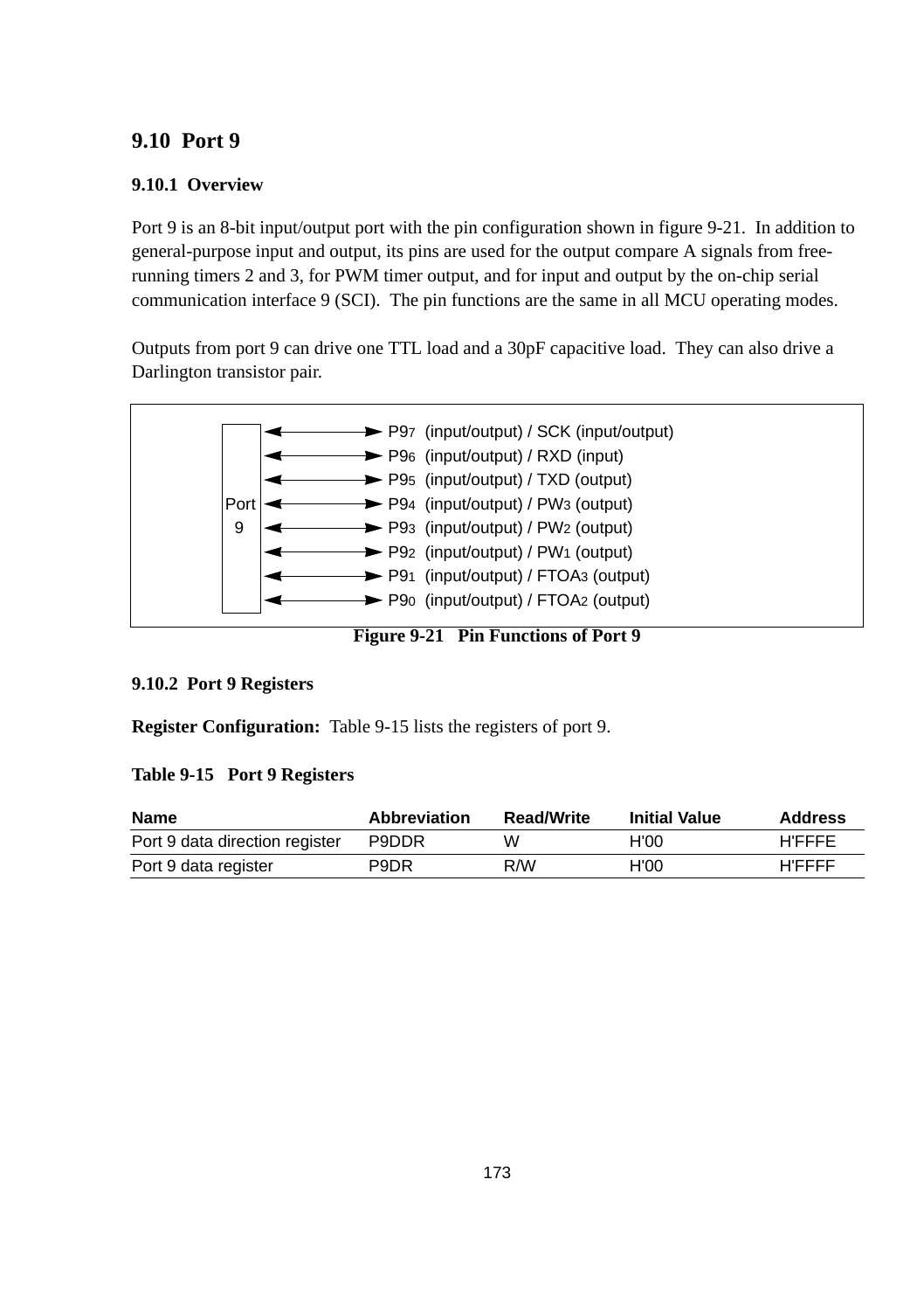## 9.10 Port 9

### 9.10.1 Overview

Port 9 is an 8-bit input/output port with the pin configuration shown in figure 9-21. In addition to general-purpose input and output, its pins are used for the output compare A signals from free-running timers 2 and 3, for PWM timer output, and for input and output by the on-chip serial communication interface 9 (SCI). The pin functions are the same in all MCU operating modes.

Outputs from port 9 can drive one TTL load and a 30pF capacitive load. They can also drive a Darlington transistor pair.

Port 9

- $P9_7$ (input/output) / SCK (input/output)
- $P9_6$ (input/output) / RXD (input)
- $P9_5$ (input/output) / TXD (output)
- $P9_4$ (input/output) / $PW_3$ (output)
- $P9_3$ (input/output) / $PW_2$ (output)
- $P9_2$ (input/output) / $PW_1$ (output)
- $P9_1$ (input/output) / $FTOA_3$ (output)
- $P9_0$ (input/output) / $FTOA_2$ (output)

**Figure 9-21 Pin Functions of Port 9**

### 9.10.2 Port 9 Registers

**Register Configuration:** Table 9-15 lists the registers of port 9.

**Table 9-15 Port 9 Registers**

| Name | Abbreviation | Read/Write | Initial Value | Address |
|---|---|---|---|---|
| Port 9 data direction register | P9DDR | W | H'00 | H'FFFE |
| Port 9 data register | P9DR | R/W | H'00 | H'FFFF |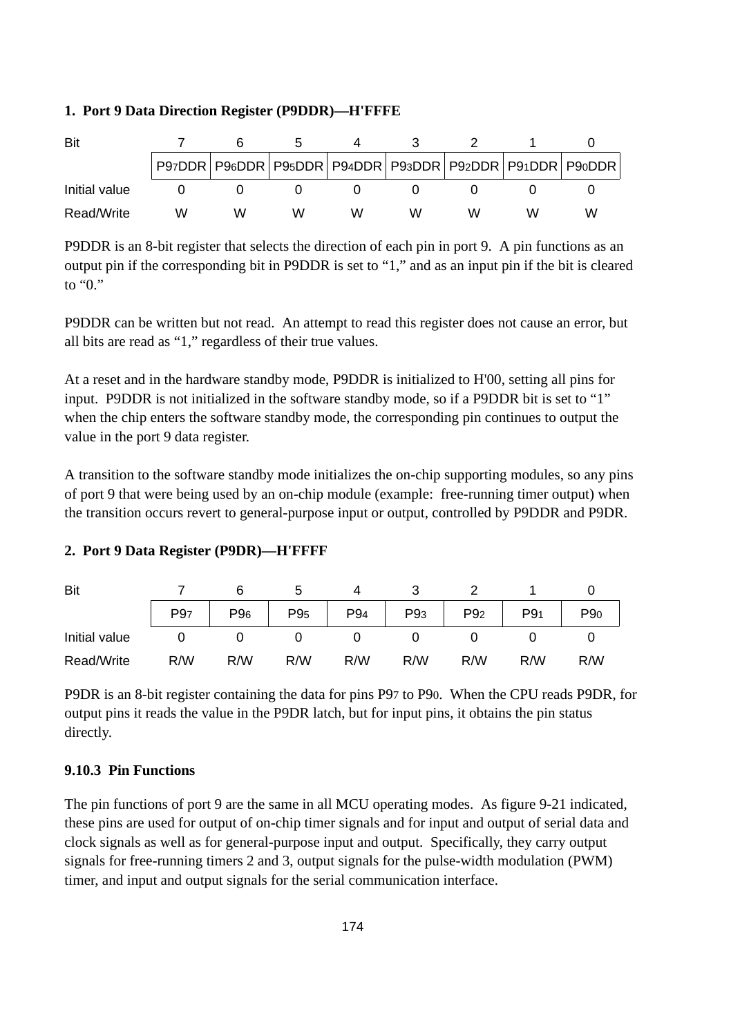**1. Port 9 Data Direction Register (P9DDR)—H'FFFE**

| Bit | 7 | 6 | 5 | 4 | 3 | 2 | 1 | 0 |
|---|---|---|---|---|---|---|---|---|
| | $P9_7DDR$ | $P9_6DDR$ | $P9_5DDR$ | $P9_4DDR$ | $P9_3DDR$ | $P9_2DDR$ | $P9_1DDR$ | $P9_0DDR$ |
| Initial value | 0 | 0 | 0 | 0 | 0 | 0 | 0 | 0 |
| Read/Write | W | W | W | W | W | W | W | W |

P9DDR is an 8-bit register that selects the direction of each pin in port 9. A pin functions as an output pin if the corresponding bit in P9DDR is set to "1," and as an input pin if the bit is cleared to "0."

P9DDR can be written but not read. An attempt to read this register does not cause an error, but all bits are read as "1," regardless of their true values.

At a reset and in the hardware standby mode, P9DDR is initialized to H'00, setting all pins for input. P9DDR is not initialized in the software standby mode, so if a P9DDR bit is set to "1" when the chip enters the software standby mode, the corresponding pin continues to output the value in the port 9 data register.

A transition to the software standby mode initializes the on-chip supporting modules, so any pins of port 9 that were being used by an on-chip module (example: free-running timer output) when the transition occurs revert to general-purpose input or output, controlled by P9DDR and P9DR.

**2. Port 9 Data Register (P9DR)—H'FFFF**

| Bit | 7 | 6 | 5 | 4 | 3 | 2 | 1 | 0 |
|---|---|---|---|---|---|---|---|---|
| | $P9_7$ | $P9_6$ | $P9_5$ | $P9_4$ | $P9_3$ | $P9_2$ | $P9_1$ | $P9_0$ |
| Initial value | 0 | 0 | 0 | 0 | 0 | 0 | 0 | 0 |
| Read/Write | R/W | R/W | R/W | R/W | R/W | R/W | R/W | R/W |

P9DR is an 8-bit register containing the data for pins $P9_7$ to $P9_0$. When the CPU reads P9DR, for output pins it reads the value in the P9DR latch, but for input pins, it obtains the pin status directly.

### 9.10.3 Pin Functions

The pin functions of port 9 are the same in all MCU operating modes. As figure 9-21 indicated, these pins are used for output of on-chip timer signals and for input and output of serial data and clock signals as well as for general-purpose input and output. Specifically, they carry output signals for free-running timers 2 and 3, output signals for the pulse-width modulation (PWM) timer, and input and output signals for the serial communication interface.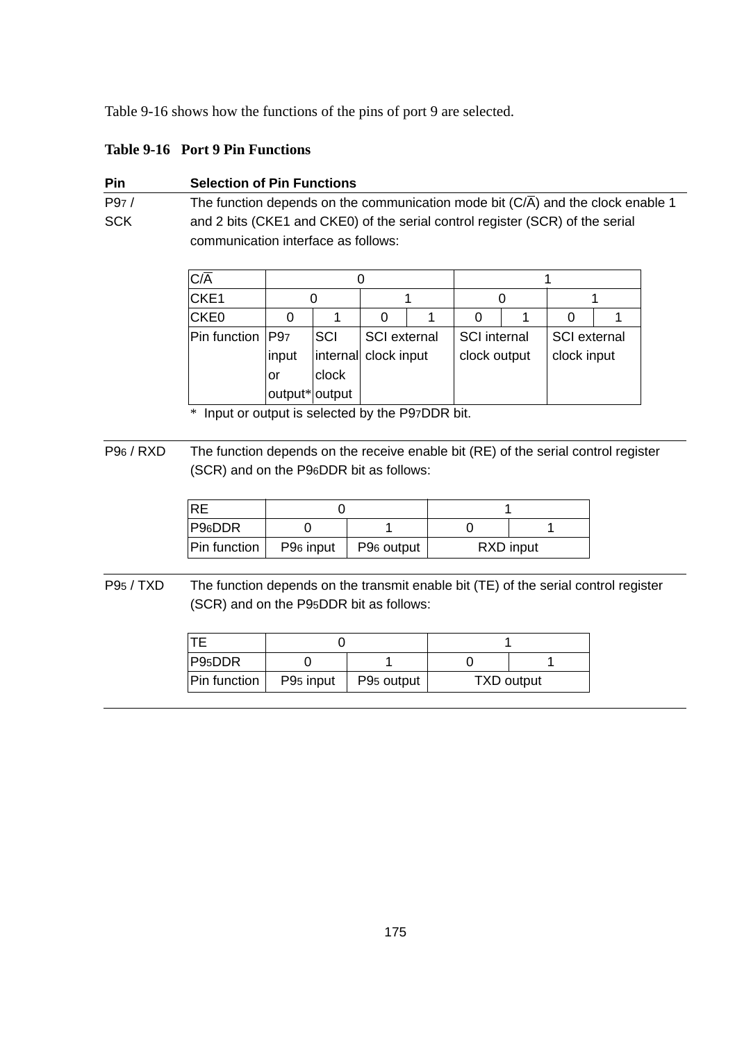Table 9-16 shows how the functions of the pins of port 9 are selected.

**Table 9-16   Port 9 Pin Functions**

| Pin | Selection of Pin Functions |
|---|---|
| $P9_7$ / SCK | The function depends on the communication mode bit (C/$\overline{A}$) and the clock enable 1 and 2 bits (CKE1 and CKE0) of the serial control register (SCR) of the serial communication interface as follows: |

| C/$\overline{A}$ | 0 | | | | 1 | | | |
|---|---|---|---|---|---|---|---|---|
| CKE1 | 0 | | 1 | | 0 | | 1 | |
| CKE0 | 0 | 1 | 0 | 1 | 0 | 1 | 0 | 1 |
| Pin function | $P9_7$ input or output* | SCI internal clock output | SCI external clock input | | SCI internal clock output | | SCI external clock input | |

\* Input or output is selected by the $P9_7$DDR bit.

| Pin | Selection of Pin Functions |
|---|---|
| $P9_6$ / RXD | The function depends on the receive enable bit (RE) of the serial control register (SCR) and on the $P9_6$DDR bit as follows: |

| RE | 0 | | 1 | |
|---|---|---|---|---|
| $P9_6$DDR | 0 | 1 | 0 | 1 |
| Pin function | $P9_6$ input | $P9_6$ output | RXD input | |

| Pin | Selection of Pin Functions |
|---|---|
| $P9_5$ / TXD | The function depends on the transmit enable bit (TE) of the serial control register (SCR) and on the $P9_5$DDR bit as follows: |

| TE | 0 | | 1 | |
|---|---|---|---|---|
| $P9_5$DDR | 0 | 1 | 0 | 1 |
| Pin function | $P9_5$ input | $P9_5$ output | TXD output | |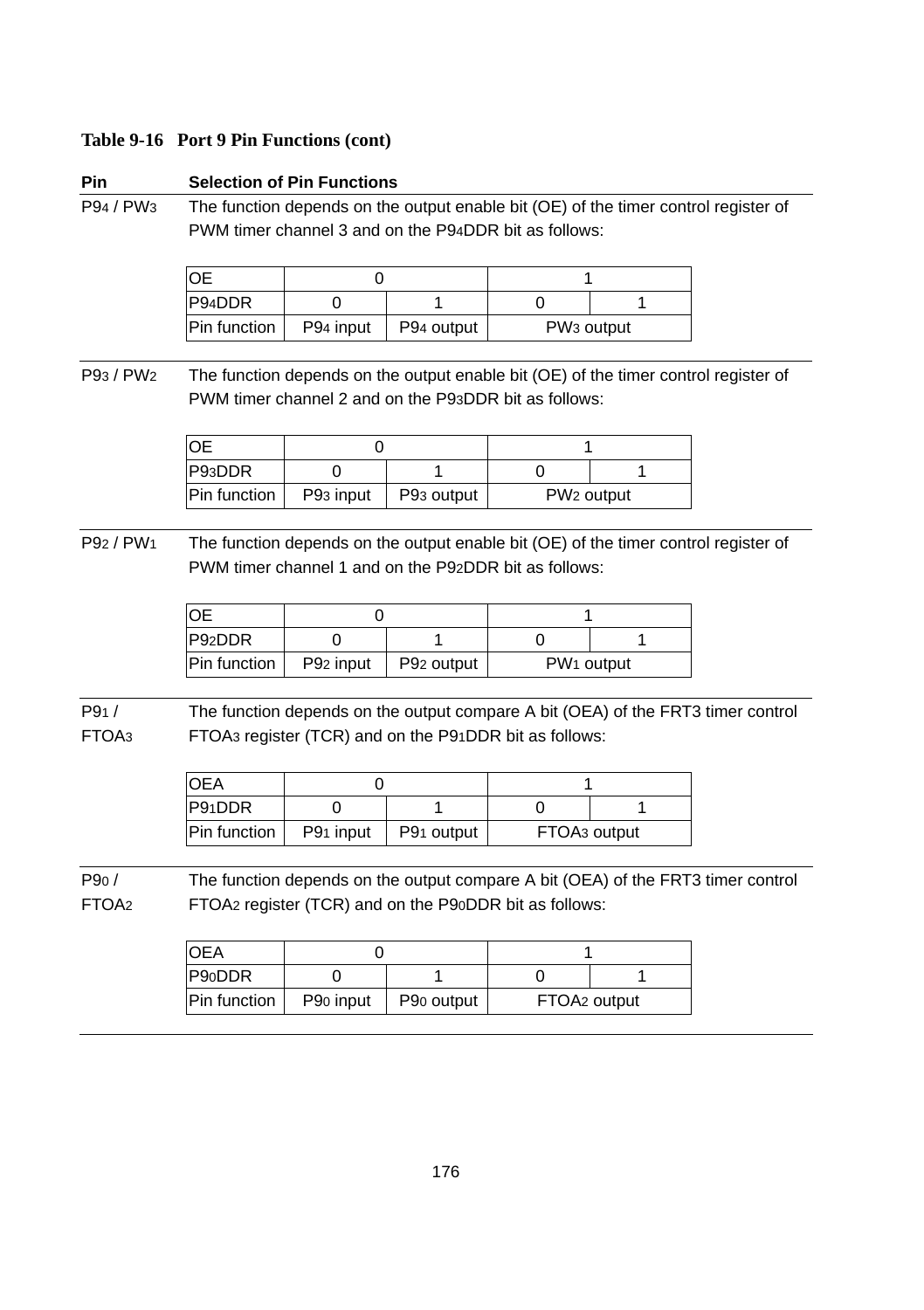**Table 9-16 Port 9 Pin Functions (cont)**

| Pin | Selection of Pin Functions |
|---|---|
| $P9_4$ / $PW_3$ | The function depends on the output enable bit (OE) of the timer control register of PWM timer channel 3 and on the $P9_4DDR$ bit as follows: |

| OE | 0 | | 1 | |
|---|---|---|---|---|
| $P9_4DDR$ | 0 | 1 | 0 | 1 |
| Pin function | $P9_4$ input | $P9_4$ output | $PW_3$ output | |

| Pin | Selection of Pin Functions |
|---|---|
| $P9_3$ / $PW_2$ | The function depends on the output enable bit (OE) of the timer control register of PWM timer channel 2 and on the $P9_3DDR$ bit as follows: |

| OE | 0 | | 1 | |
|---|---|---|---|---|
| $P9_3DDR$ | 0 | 1 | 0 | 1 |
| Pin function | $P9_3$ input | $P9_3$ output | $PW_2$ output | |

| Pin | Selection of Pin Functions |
|---|---|
| $P9_2$ / $PW_1$ | The function depends on the output enable bit (OE) of the timer control register of PWM timer channel 1 and on the $P9_2DDR$ bit as follows: |

| OE | 0 | | 1 | |
|---|---|---|---|---|
| $P9_2DDR$ | 0 | 1 | 0 | 1 |
| Pin function | $P9_2$ input | $P9_2$ output | $PW_1$ output | |

| Pin | Selection of Pin Functions |
|---|---|
| $P9_1$ / $FTOA_3$ | The function depends on the output compare A bit (OEA) of the FRT3 timer control $FTOA_3$ register (TCR) and on the $P9_1DDR$ bit as follows: |

| OEA | 0 | | 1 | |
|---|---|---|---|---|
| $P9_1DDR$ | 0 | 1 | 0 | 1 |
| Pin function | $P9_1$ input | $P9_1$ output | $FTOA_3$ output | |

| Pin | Selection of Pin Functions |
|---|---|
| $P9_0$ / $FTOA_2$ | The function depends on the output compare A bit (OEA) of the FRT3 timer control $FTOA_2$ register (TCR) and on the $P9_0DDR$ bit as follows: |

| OEA | 0 | | 1 | |
|---|---|---|---|---|
| $P9_0DDR$ | 0 | 1 | 0 | 1 |
| Pin function | $P9_0$ input | $P9_0$ output | $FTOA_2$ output | |